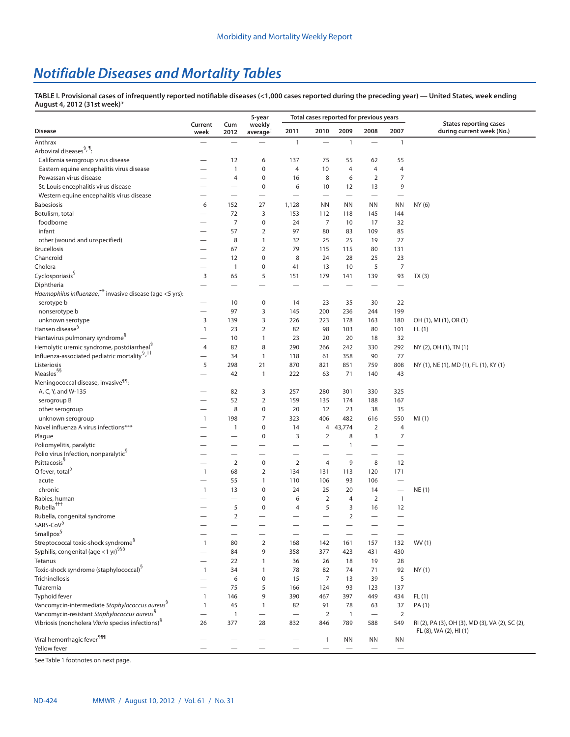# Notifiable Diseases and Mortality Tables

**TABLE I. Provisional cases of infrequently reported notifiable diseases (<1,000 cases reported during the preceding year) — United States, week ending August 4, 2012 (31st week)***

| Disease | Current week | Cum 2012 | 5-year weekly average† | Total cases reported for previous years | | | | | States reporting cases during current week (No.) |
|---|---|---|---|---|---|---|---|---|---|
| | | | | 2011 | 2010 | 2009 | 2008 | 2007 | |
| Anthrax | — | — | — | 1 | — | 1 | — | 1 | |
| Arboviral diseases§,¶: | | | | | | | | | |
| California serogroup virus disease | — | 12 | 6 | 137 | 75 | 55 | 62 | 55 | |
| Eastern equine encephalitis virus disease | — | 1 | 0 | 4 | 10 | 4 | 4 | 4 | |
| Powassan virus disease | — | 4 | 0 | 16 | 8 | 6 | 2 | 7 | |
| St. Louis encephalitis virus disease | — | — | 0 | 6 | 10 | 12 | 13 | 9 | |
| Western equine encephalitis virus disease | — | — | — | — | — | — | — | — | |
| Babesiosis | 6 | 152 | 27 | 1,128 | NN | NN | NN | NN | NY (6) |
| Botulism, total | — | 72 | 3 | 153 | 112 | 118 | 145 | 144 | |
| foodborne | — | 7 | 0 | 24 | 7 | 10 | 17 | 32 | |
| infant | — | 57 | 2 | 97 | 80 | 83 | 109 | 85 | |
| other (wound and unspecified) | — | 8 | 1 | 32 | 25 | 25 | 19 | 27 | |
| Brucellosis | — | 67 | 2 | 79 | 115 | 115 | 80 | 131 | |
| Chancroid | — | 12 | 0 | 8 | 24 | 28 | 25 | 23 | |
| Cholera | — | 1 | 0 | 41 | 13 | 10 | 5 | 7 | |
| Cyclosporiasis§ | 3 | 65 | 5 | 151 | 179 | 141 | 139 | 93 | TX (3) |
| Diphtheria | — | — | — | — | — | — | — | — | |
| *Haemophilus influenzae*,** invasive disease (age <5 yrs): | | | | | | | | | |
| serotype b | — | 10 | 0 | 14 | 23 | 35 | 30 | 22 | |
| nonserotype b | — | 97 | 3 | 145 | 200 | 236 | 244 | 199 | |
| unknown serotype | 3 | 139 | 3 | 226 | 223 | 178 | 163 | 180 | OH (1), MI (1), OR (1) |
| Hansen disease§ | 1 | 23 | 2 | 82 | 98 | 103 | 80 | 101 | FL (1) |
| Hantavirus pulmonary syndrome§ | — | 10 | 1 | 23 | 20 | 20 | 18 | 32 | |
| Hemolytic uremic syndrome, postdiarrheal§ | 4 | 82 | 8 | 290 | 266 | 242 | 330 | 292 | NY (2), OH (1), TN (1) |
| Influenza-associated pediatric mortality§,†† | — | 34 | 1 | 118 | 61 | 358 | 90 | 77 | |
| Listeriosis | 5 | 298 | 21 | 870 | 821 | 851 | 759 | 808 | NY (1), NE (1), MD (1), FL (1), KY (1) |
| Measles§§ | — | 42 | 1 | 222 | 63 | 71 | 140 | 43 | |
| Meningococcal disease, invasive¶¶: | | | | | | | | | |
| A, C, Y, and W-135 | — | 82 | 3 | 257 | 280 | 301 | 330 | 325 | |
| serogroup B | — | 52 | 2 | 159 | 135 | 174 | 188 | 167 | |
| other serogroup | — | 8 | 0 | 20 | 12 | 23 | 38 | 35 | |
| unknown serogroup | 1 | 198 | 7 | 323 | 406 | 482 | 616 | 550 | MI (1) |
| Novel influenza A virus infections*** | — | 1 | 0 | 14 | 4 | 43,774 | 2 | 4 | |
| Plague | — | — | 0 | 3 | 2 | 8 | 3 | 7 | |
| Poliomyelitis, paralytic | — | — | — | — | — | 1 | — | — | |
| Polio virus Infection, nonparalytic§ | — | — | — | — | — | — | — | — | |
| Psittacosis§ | — | 2 | 0 | 2 | 4 | 9 | 8 | 12 | |
| Q fever, total§ | 1 | 68 | 2 | 134 | 131 | 113 | 120 | 171 | |
| acute | — | 55 | 1 | 110 | 106 | 93 | 106 | — | |
| chronic | 1 | 13 | 0 | 24 | 25 | 20 | 14 | — | NE (1) |
| Rabies, human | — | — | 0 | 6 | 2 | 4 | 2 | 1 | |
| Rubella††† | — | 5 | 0 | 4 | 5 | 3 | 16 | 12 | |
| Rubella, congenital syndrome | — | 2 | — | — | — | 2 | — | — | |
| SARS-CoV§ | — | — | — | — | — | — | — | — | |
| Smallpox§ | — | — | — | — | — | — | — | — | |
| Streptococcal toxic-shock syndrome§ | 1 | 80 | 2 | 168 | 142 | 161 | 157 | 132 | WV (1) |
| Syphilis, congenital (age <1 yr)§§§ | — | 84 | 9 | 358 | 377 | 423 | 431 | 430 | |
| Tetanus | — | 22 | 1 | 36 | 26 | 18 | 19 | 28 | |
| Toxic-shock syndrome (staphylococcal)§ | 1 | 34 | 1 | 78 | 82 | 74 | 71 | 92 | NY (1) |
| Trichinellosis | — | 6 | 0 | 15 | 7 | 13 | 39 | 5 | |
| Tularemia | — | 75 | 5 | 166 | 124 | 93 | 123 | 137 | |
| Typhoid fever | 1 | 146 | 9 | 390 | 467 | 397 | 449 | 434 | FL (1) |
| Vancomycin-intermediate *Staphylococcus aureus*§ | 1 | 45 | 1 | 82 | 91 | 78 | 63 | 37 | PA (1) |
| Vancomycin-resistant *Staphylococcus aureus*§ | — | 1 | — | — | 2 | 1 | — | 2 | |
| Vibriosis (noncholera *Vibrio* species infections)§ | 26 | 377 | 28 | 832 | 846 | 789 | 588 | 549 | RI (2), PA (3), OH (3), MD (3), VA (2), SC (2), FL (8), WA (2), HI (1) |
| Viral hemorrhagic fever¶¶¶ | — | — | — | — | 1 | NN | NN | NN | |
| Yellow fever | — | — | — | — | — | — | — | — | |

See Table 1 footnotes on next page.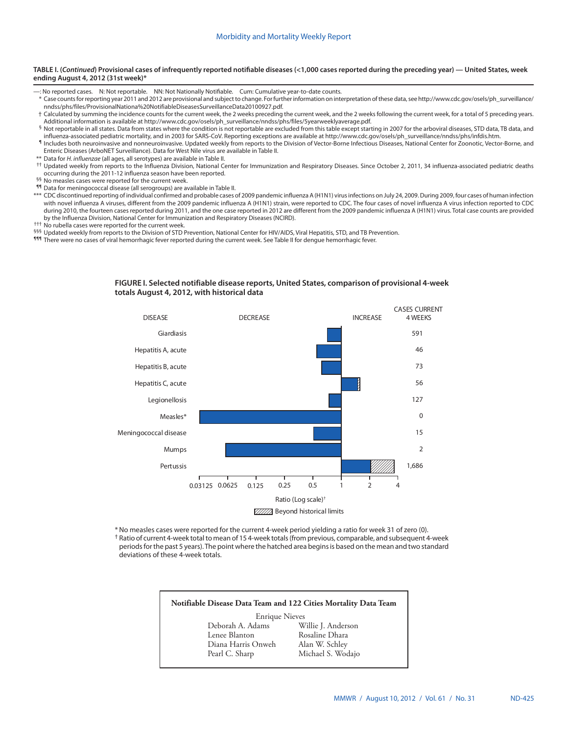**TABLE I. (*Continued*) Provisional cases of infrequently reported notifiable diseases (<1,000 cases reported during the preceding year) — United States, week ending August 4, 2012 (31st week)***

—: No reported cases.    N: Not reportable.    NN: Not Nationally Notifiable.    Cum: Cumulative year-to-date counts.

\* Case counts for reporting year 2011 and 2012 are provisional and subject to change. For further information on interpretation of these data, see http://www.cdc.gov/osels/ph_surveillance/nndss/phs/files/ProvisionalNationa%20NotifiableDiseasesSurveillanceData20100927.pdf.

† Calculated by summing the incidence counts for the current week, the 2 weeks preceding the current week, and the 2 weeks following the current week, for a total of 5 preceding years. Additional information is available at http://www.cdc.gov/osels/ph_surveillance/nndss/phs/files/5yearweeklyaverage.pdf.

§ Not reportable in all states. Data from states where the condition is not reportable are excluded from this table except starting in 2007 for the arboviral diseases, STD data, TB data, and influenza-associated pediatric mortality, and in 2003 for SARS-CoV. Reporting exceptions are available at http://www.cdc.gov/osels/ph_surveillance/nndss/phs/infdis.htm.

¶ Includes both neuroinvasive and nonneuroinvasive. Updated weekly from reports to the Division of Vector-Borne Infectious Diseases, National Center for Zoonotic, Vector-Borne, and Enteric Diseases (ArboNET Surveillance). Data for West Nile virus are available in Table II.

\*\* Data for *H. influenzae* (all ages, all serotypes) are available in Table II.

†† Updated weekly from reports to the Influenza Division, National Center for Immunization and Respiratory Diseases. Since October 2, 2011, 34 influenza-associated pediatric deaths occurring during the 2011-12 influenza season have been reported.

§§ No measles cases were reported for the current week.

¶¶ Data for meningococcal disease (all serogroups) are available in Table II.

\*\*\* CDC discontinued reporting of individual confirmed and probable cases of 2009 pandemic influenza A (H1N1) virus infections on July 24, 2009. During 2009, four cases of human infection with novel influenza A viruses, different from the 2009 pandemic influenza A (H1N1) strain, were reported to CDC. The four cases of novel influenza A virus infection reported to CDC during 2010, the fourteen cases reported during 2011, and the one case reported in 2012 are different from the 2009 pandemic influenza A (H1N1) virus. Total case counts are provided by the Influenza Division, National Center for Immunization and Respiratory Diseases (NCIRD).

††† No rubella cases were reported for the current week.

§§§ Updated weekly from reports to the Division of STD Prevention, National Center for HIV/AIDS, Viral Hepatitis, STD, and TB Prevention.

¶¶¶ There were no cases of viral hemorrhagic fever reported during the current week. See Table II for dengue hemorrhagic fever.

**FIGURE I. Selected notifiable disease reports, United States, comparison of provisional 4-week totals August 4, 2012, with historical data**

| DISEASE | CASES CURRENT 4 WEEKS |
|---|---|
| Giardiasis | 591 |
| Hepatitis A, acute | 46 |
| Hepatitis B, acute | 73 |
| Hepatitis C, acute | 56 |
| Legionellosis | 127 |
| Measles* | 0 |
| Meningococcal disease | 15 |
| Mumps | 2 |
| Pertussis | 1,686 |

Ratio (Log scale)† — DECREASE / INCREASE; axis: 0.03125, 0.0625, 0.125, 0.25, 0.5, 1, 2, 4

Beyond historical limits

\* No measles cases were reported for the current 4-week period yielding a ratio for week 31 of zero (0).

† Ratio of current 4-week total to mean of 15 4-week totals (from previous, comparable, and subsequent 4-week periods for the past 5 years). The point where the hatched area begins is based on the mean and two standard deviations of these 4-week totals.

**Notifiable Disease Data Team and 122 Cities Mortality Data Team**

Enrique Nieves

| | |
|---|---|
| Deborah A. Adams | Willie J. Anderson |
| Lenee Blanton | Rosaline Dhara |
| Diana Harris Onweh | Alan W. Schley |
| Pearl C. Sharp | Michael S. Wodajo |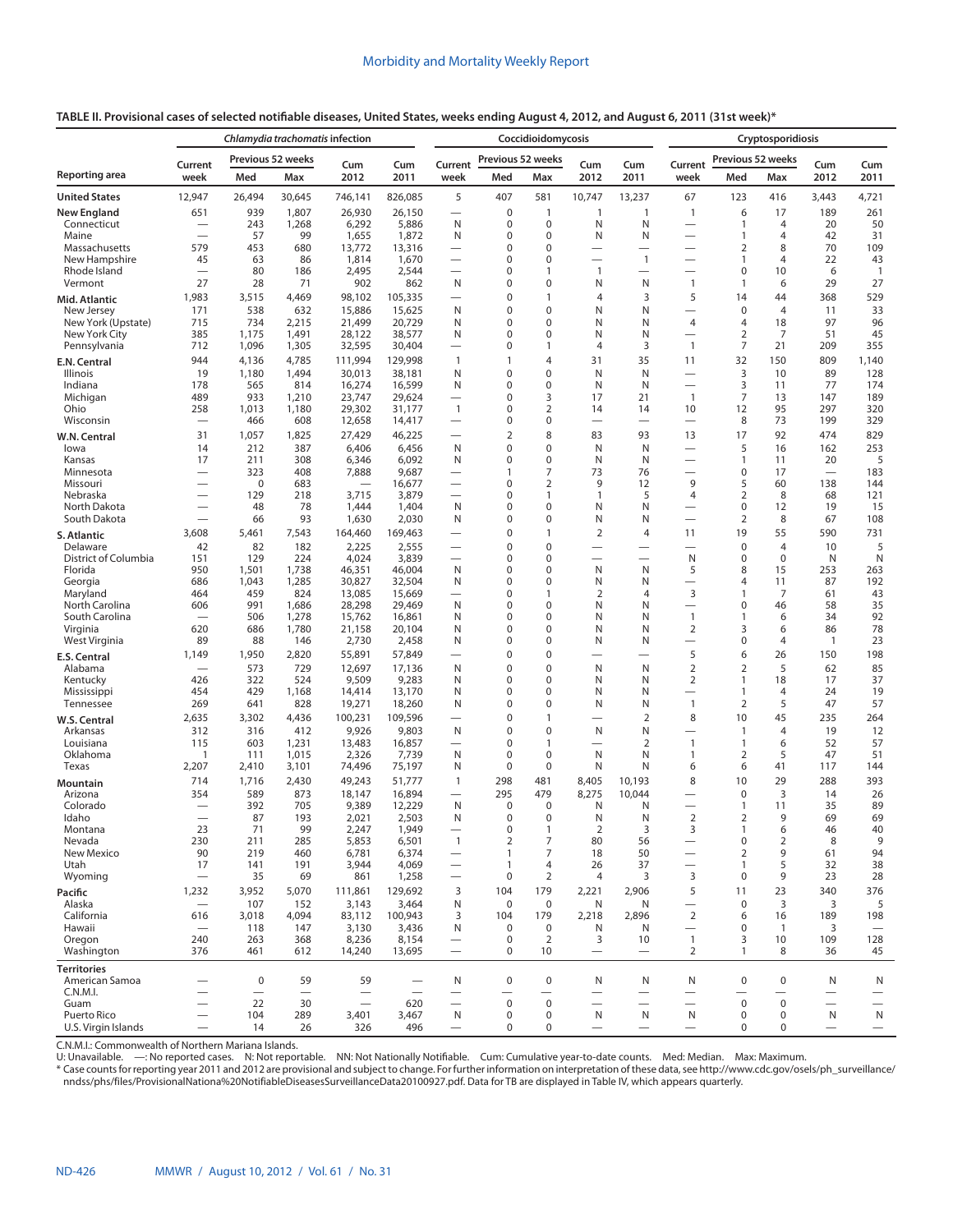**TABLE II. Provisional cases of selected notifiable diseases, United States, weeks ending August 4, 2012, and August 6, 2011 (31st week)***

| Reporting area | *Chlamydia trachomatis* infection | | | | | Coccidioidomycosis | | | | | Cryptosporidiosis | | | | |
|---|---|---|---|---|---|---|---|---|---|---|---|---|---|---|---|
| | Current week | Previous 52 weeks | | Cum 2012 | Cum 2011 | Current week | Previous 52 weeks | | Cum 2012 | Cum 2011 | Current week | Previous 52 weeks | | Cum 2012 | Cum 2011 |
| | | Med | Max | | | | Med | Max | | | | Med | Max | | |
| United States | 12,947 | 26,494 | 30,645 | 746,141 | 826,085 | 5 | 407 | 581 | 10,747 | 13,237 | 67 | 123 | 416 | 3,443 | 4,721 |
| New England | 651 | 939 | 1,807 | 26,930 | 26,150 | — | 0 | 1 | 1 | 1 | 1 | 6 | 17 | 189 | 261 |
| Connecticut | — | 243 | 1,268 | 6,292 | 5,886 | N | 0 | 0 | N | N | — | 1 | 4 | 20 | 50 |
| Maine | — | 57 | 99 | 1,655 | 1,872 | N | 0 | 0 | N | N | — | 1 | 4 | 42 | 31 |
| Massachusetts | 579 | 453 | 680 | 13,772 | 13,316 | — | 0 | 0 | — | — | — | 2 | 8 | 70 | 109 |
| New Hampshire | 45 | 63 | 86 | 1,814 | 1,670 | — | 0 | 0 | — | 1 | — | 1 | 4 | 22 | 43 |
| Rhode Island | — | 80 | 186 | 2,495 | 2,544 | — | 0 | 1 | 1 | — | — | 0 | 10 | 6 | 1 |
| Vermont | 27 | 28 | 71 | 902 | 862 | N | 0 | 0 | N | N | 1 | 1 | 6 | 29 | 27 |
| Mid. Atlantic | 1,983 | 3,515 | 4,469 | 98,102 | 105,335 | — | 0 | 1 | 4 | 3 | 5 | 14 | 44 | 368 | 529 |
| New Jersey | 171 | 538 | 632 | 15,886 | 15,625 | N | 0 | 0 | N | N | — | 0 | 4 | 11 | 33 |
| New York (Upstate) | 715 | 734 | 2,215 | 21,499 | 20,729 | N | 0 | 0 | N | N | 4 | 4 | 18 | 97 | 96 |
| New York City | 385 | 1,175 | 1,491 | 28,122 | 38,577 | N | 0 | 0 | N | N | — | 2 | 7 | 51 | 45 |
| Pennsylvania | 712 | 1,096 | 1,305 | 32,595 | 30,404 | — | 0 | 1 | 4 | 3 | 1 | 7 | 21 | 209 | 355 |
| E.N. Central | 944 | 4,136 | 4,785 | 111,994 | 129,998 | 1 | 1 | 4 | 31 | 35 | 11 | 32 | 150 | 809 | 1,140 |
| Illinois | 19 | 1,180 | 1,494 | 30,013 | 38,181 | N | 0 | 0 | N | N | — | 3 | 10 | 89 | 128 |
| Indiana | 178 | 565 | 814 | 16,274 | 16,599 | N | 0 | 0 | N | N | — | 3 | 11 | 77 | 174 |
| Michigan | 489 | 933 | 1,210 | 23,747 | 29,624 | — | 0 | 3 | 17 | 21 | 1 | 7 | 13 | 147 | 189 |
| Ohio | 258 | 1,013 | 1,180 | 29,302 | 31,177 | 1 | 0 | 2 | 14 | 14 | 10 | 12 | 95 | 297 | 320 |
| Wisconsin | — | 466 | 608 | 12,658 | 14,417 | — | 0 | 0 | — | — | — | 8 | 73 | 199 | 329 |
| W.N. Central | 31 | 1,057 | 1,825 | 27,429 | 46,225 | — | 2 | 8 | 83 | 93 | 13 | 17 | 92 | 474 | 829 |
| Iowa | 14 | 212 | 387 | 6,406 | 6,456 | N | 0 | 0 | N | N | — | 5 | 16 | 162 | 253 |
| Kansas | 17 | 211 | 308 | 6,346 | 6,092 | N | 0 | 0 | N | N | — | 1 | 11 | 20 | 5 |
| Minnesota | — | 323 | 408 | 7,888 | 9,687 | — | 1 | 7 | 73 | 76 | — | 0 | 17 | — | 183 |
| Missouri | — | 0 | 683 | — | 16,677 | — | 0 | 2 | 9 | 12 | 9 | 5 | 60 | 138 | 144 |
| Nebraska | — | 129 | 218 | 3,715 | 3,879 | — | 0 | 1 | 1 | 5 | 4 | 2 | 8 | 68 | 121 |
| North Dakota | — | 48 | 78 | 1,444 | 1,404 | N | 0 | 0 | N | N | — | 0 | 12 | 19 | 15 |
| South Dakota | — | 66 | 93 | 1,630 | 2,030 | N | 0 | 0 | N | N | — | 2 | 8 | 67 | 108 |
| S. Atlantic | 3,608 | 5,461 | 7,543 | 164,460 | 169,463 | — | 0 | 1 | 2 | 4 | 11 | 19 | 55 | 590 | 731 |
| Delaware | 42 | 82 | 182 | 2,225 | 2,555 | — | 0 | 0 | — | — | — | 0 | 4 | 10 | 5 |
| District of Columbia | 151 | 129 | 224 | 4,024 | 3,839 | — | 0 | 0 | — | — | N | 0 | 0 | N | N |
| Florida | 950 | 1,501 | 1,738 | 46,351 | 46,004 | N | 0 | 0 | N | N | 5 | 8 | 15 | 253 | 263 |
| Georgia | 686 | 1,043 | 1,285 | 30,827 | 32,504 | N | 0 | 0 | N | N | — | 4 | 11 | 87 | 192 |
| Maryland | 464 | 459 | 824 | 13,085 | 15,669 | — | 0 | 1 | 2 | 4 | 3 | 1 | 7 | 61 | 43 |
| North Carolina | 606 | 991 | 1,686 | 28,298 | 29,469 | N | 0 | 0 | N | N | — | 0 | 46 | 58 | 35 |
| South Carolina | — | 506 | 1,278 | 15,762 | 16,861 | N | 0 | 0 | N | N | 1 | 1 | 6 | 34 | 92 |
| Virginia | 620 | 686 | 1,780 | 21,158 | 20,104 | N | 0 | 0 | N | N | 2 | 3 | 6 | 86 | 78 |
| West Virginia | 89 | 88 | 146 | 2,730 | 2,458 | N | 0 | 0 | N | N | — | 0 | 4 | 1 | 23 |
| E.S. Central | 1,149 | 1,950 | 2,820 | 55,891 | 57,849 | — | 0 | 0 | — | — | 5 | 6 | 26 | 150 | 198 |
| Alabama | — | 573 | 729 | 12,697 | 17,136 | N | 0 | 0 | N | N | 2 | 2 | 5 | 62 | 85 |
| Kentucky | 426 | 322 | 524 | 9,509 | 9,283 | N | 0 | 0 | N | N | 2 | 1 | 18 | 17 | 37 |
| Mississippi | 454 | 429 | 1,168 | 14,414 | 13,170 | N | 0 | 0 | N | N | — | 1 | 4 | 24 | 19 |
| Tennessee | 269 | 641 | 828 | 19,271 | 18,260 | N | 0 | 0 | N | N | 1 | 2 | 5 | 47 | 57 |
| W.S. Central | 2,635 | 3,302 | 4,436 | 100,231 | 109,596 | — | 0 | 1 | — | 2 | 8 | 10 | 45 | 235 | 264 |
| Arkansas | 312 | 316 | 412 | 9,926 | 9,803 | N | 0 | 0 | N | N | — | 1 | 4 | 19 | 12 |
| Louisiana | 115 | 603 | 1,231 | 13,483 | 16,857 | — | 0 | 1 | — | 2 | 1 | 1 | 6 | 52 | 57 |
| Oklahoma | 1 | 111 | 1,015 | 2,326 | 7,739 | N | 0 | 0 | N | N | 1 | 2 | 5 | 47 | 51 |
| Texas | 2,207 | 2,410 | 3,101 | 74,496 | 75,197 | N | 0 | 0 | N | N | 6 | 6 | 41 | 117 | 144 |
| Mountain | 714 | 1,716 | 2,430 | 49,243 | 51,777 | 1 | 298 | 481 | 8,405 | 10,193 | 8 | 10 | 29 | 288 | 393 |
| Arizona | 354 | 589 | 873 | 18,147 | 16,894 | — | 295 | 479 | 8,275 | 10,044 | — | 0 | 3 | 14 | 26 |
| Colorado | — | 392 | 705 | 9,389 | 12,229 | N | 0 | 0 | N | N | — | 1 | 11 | 35 | 89 |
| Idaho | — | 87 | 193 | 2,021 | 2,503 | N | 0 | 0 | N | N | 2 | 2 | 9 | 69 | 69 |
| Montana | 23 | 71 | 99 | 2,247 | 1,949 | — | 0 | 1 | 2 | 3 | 3 | 1 | 6 | 46 | 40 |
| Nevada | 230 | 211 | 285 | 5,853 | 6,501 | 1 | 2 | 7 | 80 | 56 | — | 0 | 2 | 8 | 9 |
| New Mexico | 90 | 219 | 460 | 6,781 | 6,374 | — | 1 | 7 | 18 | 50 | — | 2 | 9 | 61 | 94 |
| Utah | 17 | 141 | 191 | 3,944 | 4,069 | — | 1 | 4 | 26 | 37 | — | 1 | 5 | 32 | 38 |
| Wyoming | — | 35 | 69 | 861 | 1,258 | — | 0 | 2 | 4 | 3 | 3 | 0 | 9 | 23 | 28 |
| Pacific | 1,232 | 3,952 | 5,070 | 111,861 | 129,692 | 3 | 104 | 179 | 2,221 | 2,906 | 5 | 11 | 23 | 340 | 376 |
| Alaska | — | 107 | 152 | 3,143 | 3,464 | N | 0 | 0 | N | N | — | 0 | 3 | 3 | 5 |
| California | 616 | 3,018 | 4,094 | 83,112 | 100,943 | 3 | 104 | 179 | 2,218 | 2,896 | 2 | 6 | 16 | 189 | 198 |
| Hawaii | — | 118 | 147 | 3,130 | 3,436 | N | 0 | 0 | N | N | — | 0 | 1 | 3 | — |
| Oregon | 240 | 263 | 368 | 8,236 | 8,154 | — | 0 | 2 | 3 | 10 | 1 | 3 | 10 | 109 | 128 |
| Washington | 376 | 461 | 612 | 14,240 | 13,695 | — | 0 | 10 | — | — | 2 | 1 | 8 | 36 | 45 |
| Territories | | | | | | | | | | | | | | | |
| American Samoa | — | 0 | 59 | 59 | — | N | 0 | 0 | N | N | N | 0 | 0 | N | N |
| C.N.M.I. | — | — | — | — | — | — | — | — | — | — | — | — | — | — | — |
| Guam | — | 22 | 30 | — | 620 | — | 0 | 0 | — | — | — | 0 | 0 | — | — |
| Puerto Rico | — | 104 | 289 | 3,401 | 3,467 | N | 0 | 0 | N | N | N | 0 | 0 | N | N |
| U.S. Virgin Islands | — | 14 | 26 | 326 | 496 | — | 0 | 0 | — | — | — | 0 | 0 | — | — |

C.N.M.I.: Commonwealth of Northern Mariana Islands.
U: Unavailable. —: No reported cases. N: Not reportable. NN: Not Nationally Notifiable. Cum: Cumulative year-to-date counts. Med: Median. Max: Maximum.
* Case counts for reporting year 2011 and 2012 are provisional and subject to change. For further information on interpretation of these data, see http://www.cdc.gov/osels/ph_surveillance/nndss/phs/files/ProvisionalNationa%20NotifiableDiseasesSurveillanceData20100927.pdf. Data for TB are displayed in Table IV, which appears quarterly.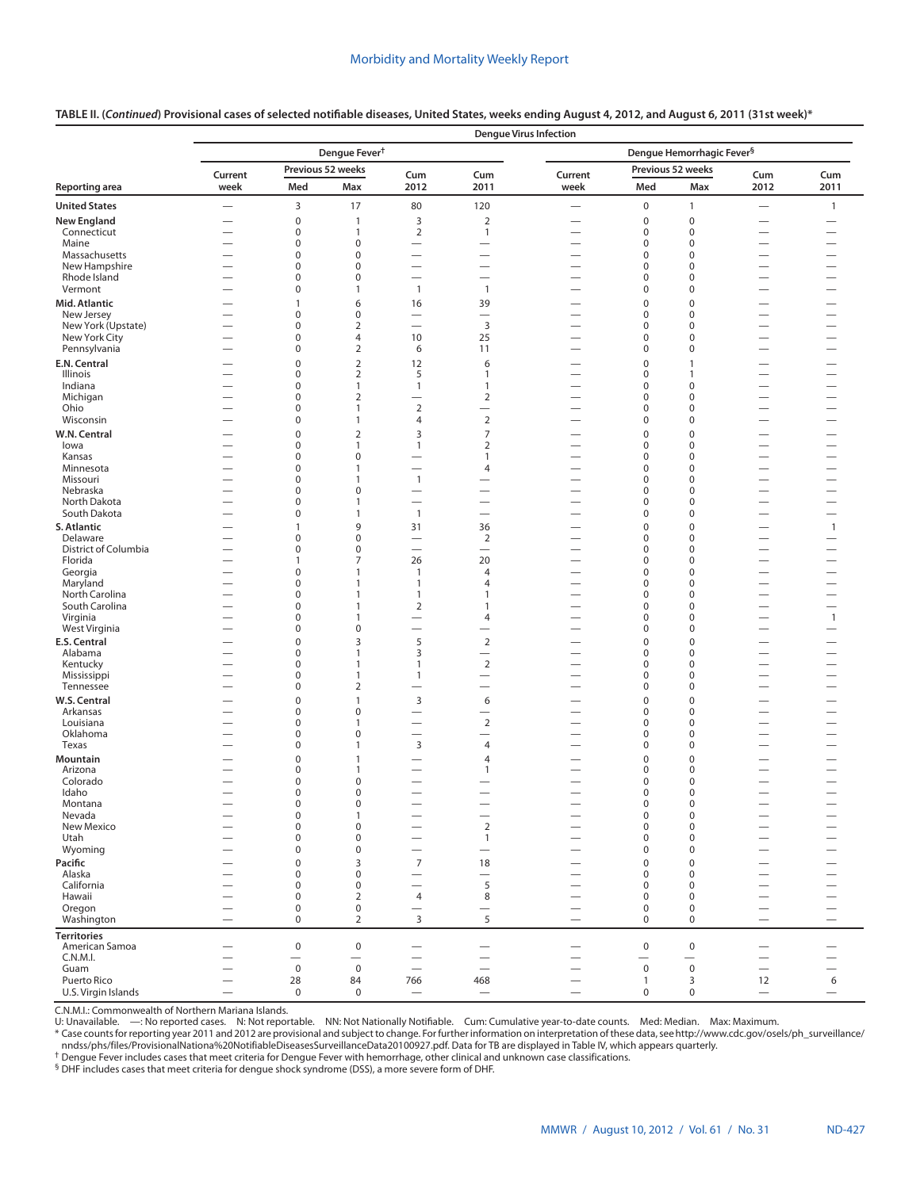**TABLE II. (*Continued*) Provisional cases of selected notifiable diseases, United States, weeks ending August 4, 2012, and August 6, 2011 (31st week)***

| Reporting area | Dengue Virus Infection | | | | | | | | | |
|---|---|---|---|---|---|---|---|---|---|---|
| | Dengue Fever† | | | | | Dengue Hemorrhagic Fever§ | | | | |
| | Current week | Previous 52 weeks Med | Previous 52 weeks Max | Cum 2012 | Cum 2011 | Current week | Previous 52 weeks Med | Previous 52 weeks Max | Cum 2012 | Cum 2011 |
| **United States** | — | 3 | 17 | 80 | 120 | — | 0 | 1 | — | 1 |
| **New England** | — | 0 | 1 | 3 | 2 | — | 0 | 0 | — | — |
| Connecticut | — | 0 | 1 | 2 | 1 | — | 0 | 0 | — | — |
| Maine | — | 0 | 0 | — | — | — | 0 | 0 | — | — |
| Massachusetts | — | 0 | 0 | — | — | — | 0 | 0 | — | — |
| New Hampshire | — | 0 | 0 | — | — | — | 0 | 0 | — | — |
| Rhode Island | — | 0 | 0 | — | — | — | 0 | 0 | — | — |
| Vermont | — | 0 | 1 | 1 | 1 | — | 0 | 0 | — | — |
| **Mid. Atlantic** | — | 1 | 6 | 16 | 39 | — | 0 | 0 | — | — |
| New Jersey | — | 0 | 0 | — | — | — | 0 | 0 | — | — |
| New York (Upstate) | — | 0 | 2 | — | 3 | — | 0 | 0 | — | — |
| New York City | — | 0 | 4 | 10 | 25 | — | 0 | 0 | — | — |
| Pennsylvania | — | 0 | 2 | 6 | 11 | — | 0 | 0 | — | — |
| **E.N. Central** | — | 0 | 2 | 12 | 6 | — | 0 | 1 | — | — |
| Illinois | — | 0 | 2 | 5 | 1 | — | 0 | 1 | — | — |
| Indiana | — | 0 | 1 | 1 | 1 | — | 0 | 0 | — | — |
| Michigan | — | 0 | 2 | — | 2 | — | 0 | 0 | — | — |
| Ohio | — | 0 | 1 | 2 | — | — | 0 | 0 | — | — |
| Wisconsin | — | 0 | 1 | 4 | 2 | — | 0 | 0 | — | — |
| **W.N. Central** | — | 0 | 2 | 3 | 7 | — | 0 | 0 | — | — |
| Iowa | — | 0 | 1 | 1 | 2 | — | 0 | 0 | — | — |
| Kansas | — | 0 | 0 | — | 1 | — | 0 | 0 | — | — |
| Minnesota | — | 0 | 1 | — | 4 | — | 0 | 0 | — | — |
| Missouri | — | 0 | 1 | 1 | — | — | 0 | 0 | — | — |
| Nebraska | — | 0 | 0 | — | — | — | 0 | 0 | — | — |
| North Dakota | — | 0 | 1 | — | — | — | 0 | 0 | — | — |
| South Dakota | — | 0 | 1 | 1 | — | — | 0 | 0 | — | — |
| **S. Atlantic** | — | 1 | 9 | 31 | 36 | — | 0 | 0 | — | 1 |
| Delaware | — | 0 | 0 | — | 2 | — | 0 | 0 | — | — |
| District of Columbia | — | 0 | 0 | — | — | — | 0 | 0 | — | — |
| Florida | — | 1 | 7 | 26 | 20 | — | 0 | 0 | — | — |
| Georgia | — | 0 | 1 | 1 | 4 | — | 0 | 0 | — | — |
| Maryland | — | 0 | 1 | 1 | 4 | — | 0 | 0 | — | — |
| North Carolina | — | 0 | 1 | 1 | 1 | — | 0 | 0 | — | — |
| South Carolina | — | 0 | 1 | 2 | 1 | — | 0 | 0 | — | — |
| Virginia | — | 0 | 1 | — | 4 | — | 0 | 0 | — | 1 |
| West Virginia | — | 0 | 0 | — | — | — | 0 | 0 | — | — |
| **E.S. Central** | — | 0 | 3 | 5 | 2 | — | 0 | 0 | — | — |
| Alabama | — | 0 | 1 | 3 | — | — | 0 | 0 | — | — |
| Kentucky | — | 0 | 1 | 1 | 2 | — | 0 | 0 | — | — |
| Mississippi | — | 0 | 1 | 1 | — | — | 0 | 0 | — | — |
| Tennessee | — | 0 | 2 | — | — | — | 0 | 0 | — | — |
| **W.S. Central** | — | 0 | 1 | 3 | 6 | — | 0 | 0 | — | — |
| Arkansas | — | 0 | 0 | — | — | — | 0 | 0 | — | — |
| Louisiana | — | 0 | 1 | — | 2 | — | 0 | 0 | — | — |
| Oklahoma | — | 0 | 0 | — | — | — | 0 | 0 | — | — |
| Texas | — | 0 | 1 | 3 | 4 | — | 0 | 0 | — | — |
| **Mountain** | — | 0 | 1 | — | 4 | — | 0 | 0 | — | — |
| Arizona | — | 0 | 1 | — | 1 | — | 0 | 0 | — | — |
| Colorado | — | 0 | 0 | — | — | — | 0 | 0 | — | — |
| Idaho | — | 0 | 0 | — | — | — | 0 | 0 | — | — |
| Montana | — | 0 | 0 | — | — | — | 0 | 0 | — | — |
| Nevada | — | 0 | 1 | — | — | — | 0 | 0 | — | — |
| New Mexico | — | 0 | 0 | — | 2 | — | 0 | 0 | — | — |
| Utah | — | 0 | 0 | — | 1 | — | 0 | 0 | — | — |
| Wyoming | — | 0 | 0 | — | — | — | 0 | 0 | — | — |
| **Pacific** | — | 0 | 3 | 7 | 18 | — | 0 | 0 | — | — |
| Alaska | — | 0 | 0 | — | — | — | 0 | 0 | — | — |
| California | — | 0 | 0 | — | 5 | — | 0 | 0 | — | — |
| Hawaii | — | 0 | 2 | 4 | 8 | — | 0 | 0 | — | — |
| Oregon | — | 0 | 0 | — | — | — | 0 | 0 | — | — |
| Washington | — | 0 | 2 | 3 | 5 | — | 0 | 0 | — | — |
| **Territories** | | | | | | | | | | |
| American Samoa | — | 0 | 0 | — | — | — | 0 | 0 | — | — |
| C.N.M.I. | — | — | — | — | — | — | — | — | — | — |
| Guam | — | 0 | 0 | — | — | — | 0 | 0 | — | — |
| Puerto Rico | — | 28 | 84 | 766 | 468 | — | 1 | 3 | 12 | 6 |
| U.S. Virgin Islands | — | 0 | 0 | — | — | — | 0 | 0 | — | — |

C.N.M.I.: Commonwealth of Northern Mariana Islands.

U: Unavailable. —: No reported cases. N: Not reportable. NN: Not Nationally Notifiable. Cum: Cumulative year-to-date counts. Med: Median. Max: Maximum.

\* Case counts for reporting year 2011 and 2012 are provisional and subject to change. For further information on interpretation of these data, see http://www.cdc.gov/osels/ph_surveillance/nndss/phs/files/ProvisionalNationa%20NotifiableDiseasesSurveillanceData20100927.pdf. Data for TB are displayed in Table IV, which appears quarterly.

† Dengue Fever includes cases that meet criteria for Dengue Fever with hemorrhage, other clinical and unknown case classifications.

§ DHF includes cases that meet criteria for dengue shock syndrome (DSS), a more severe form of DHF.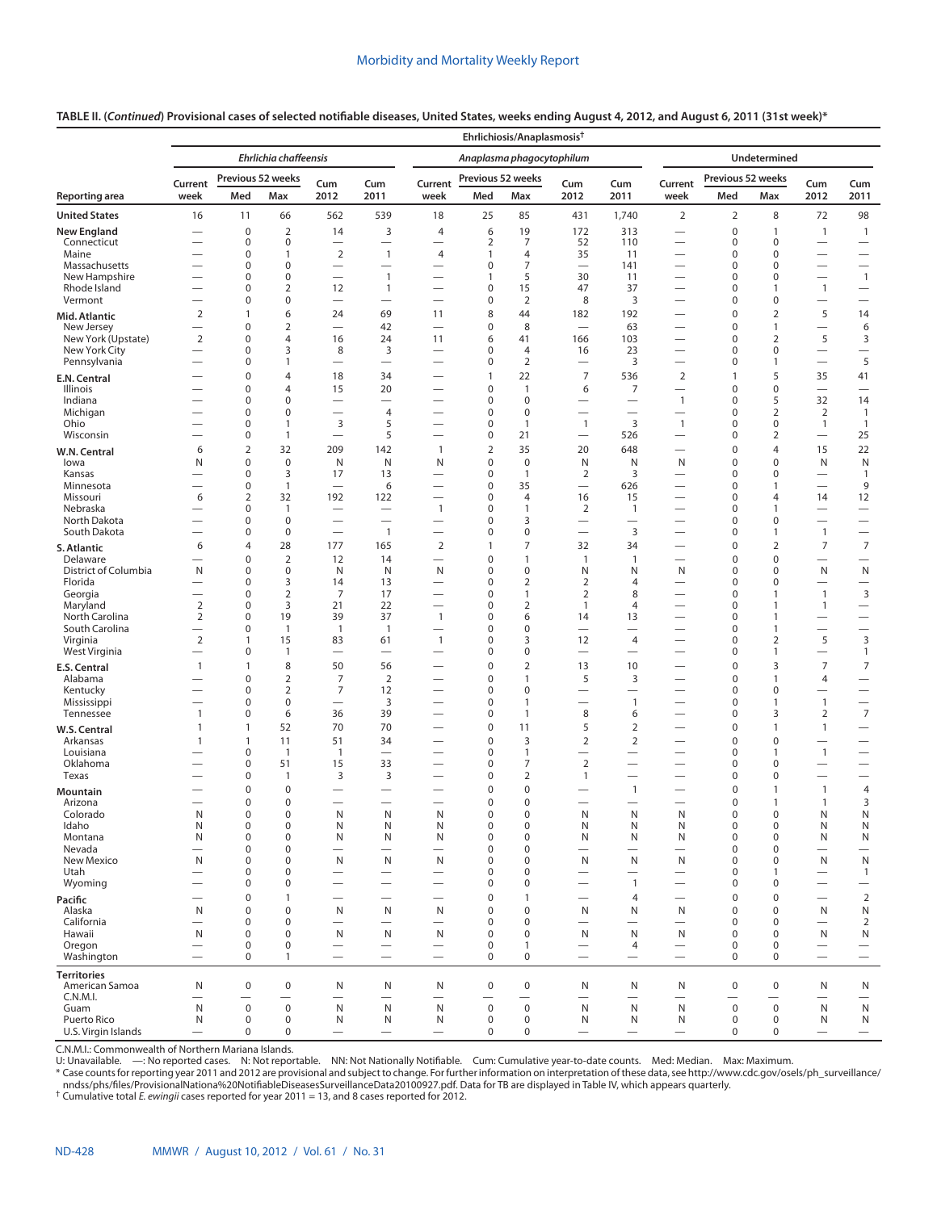**TABLE II. (*Continued*) Provisional cases of selected notifiable diseases, United States, weeks ending August 4, 2012, and August 6, 2011 (31st week)***

| | Ehrlichiosis/Anaplasmosis† | | | | | | | | | | | | | | |
|---|---|---|---|---|---|---|---|---|---|---|---|---|---|---|---|
| | *Ehrlichia chaffeensis* | | | | | *Anaplasma phagocytophilum* | | | | | Undetermined | | | | |
| | Current | Previous 52 weeks | | Cum | Cum | Current | Previous 52 weeks | | Cum | Cum | Current | Previous 52 weeks | | Cum | Cum |
| Reporting area | week | Med | Max | 2012 | 2011 | week | Med | Max | 2012 | 2011 | week | Med | Max | 2012 | 2011 |
| **United States** | 16 | 11 | 66 | 562 | 539 | 18 | 25 | 85 | 431 | 1,740 | 2 | 2 | 8 | 72 | 98 |
| **New England** | — | 0 | 2 | 14 | 3 | 4 | 6 | 19 | 172 | 313 | — | 0 | 1 | 1 | 1 |
| Connecticut | — | 0 | 0 | — | — | — | 2 | 7 | 52 | 110 | — | 0 | 0 | — | — |
| Maine | — | 0 | 1 | 2 | 1 | 4 | 1 | 4 | 35 | 11 | — | 0 | 0 | — | — |
| Massachusetts | — | 0 | 0 | — | — | — | 0 | 7 | — | 141 | — | 0 | 0 | — | — |
| New Hampshire | — | 0 | 0 | — | 1 | — | 1 | 5 | 30 | 11 | — | 0 | 0 | — | 1 |
| Rhode Island | — | 0 | 2 | 12 | 1 | — | 0 | 15 | 47 | 37 | — | 0 | 1 | 1 | — |
| Vermont | — | 0 | 0 | — | — | — | 0 | 2 | 8 | 3 | — | 0 | 0 | — | — |
| **Mid. Atlantic** | 2 | 1 | 6 | 24 | 69 | 11 | 8 | 44 | 182 | 192 | — | 0 | 2 | 5 | 14 |
| New Jersey | — | 0 | 2 | — | 42 | — | 0 | 8 | — | 63 | — | 0 | 1 | — | 6 |
| New York (Upstate) | 2 | 0 | 4 | 16 | 24 | 11 | 6 | 41 | 166 | 103 | — | 0 | 2 | 5 | 3 |
| New York City | — | 0 | 3 | 8 | 3 | — | 0 | 4 | 16 | 23 | — | 0 | 0 | — | — |
| Pennsylvania | — | 0 | 1 | — | — | — | 0 | 2 | — | 3 | — | 0 | 1 | — | 5 |
| **E.N. Central** | — | 0 | 4 | 18 | 34 | — | 1 | 22 | 7 | 536 | 2 | 1 | 5 | 35 | 41 |
| Illinois | — | 0 | 4 | 15 | 20 | — | 0 | 1 | 6 | 7 | — | 0 | 0 | — | — |
| Indiana | — | 0 | 0 | — | — | — | 0 | 0 | — | — | 1 | 0 | 5 | 32 | 14 |
| Michigan | — | 0 | 0 | — | 4 | — | 0 | 0 | — | — | — | 0 | 2 | 2 | 1 |
| Ohio | — | 0 | 1 | 3 | 5 | — | 0 | 1 | 1 | 3 | 1 | 0 | 0 | 1 | 1 |
| Wisconsin | — | 0 | 1 | — | 5 | — | 0 | 21 | — | 526 | — | 0 | 2 | — | 25 |
| **W.N. Central** | 6 | 2 | 32 | 209 | 142 | 1 | 2 | 35 | 20 | 648 | — | 0 | 4 | 15 | 22 |
| Iowa | N | 0 | 0 | N | N | N | 0 | 0 | N | N | N | 0 | 0 | N | N |
| Kansas | — | 0 | 3 | 17 | 13 | — | 0 | 1 | 2 | 3 | — | 0 | 0 | — | 1 |
| Minnesota | — | 0 | 1 | — | 6 | — | 0 | 35 | — | 626 | — | 0 | 1 | — | 9 |
| Missouri | 6 | 2 | 32 | 192 | 122 | — | 0 | 4 | 16 | 15 | — | 0 | 4 | 14 | 12 |
| Nebraska | — | 0 | 1 | — | — | 1 | 0 | 1 | 2 | 1 | — | 0 | 1 | — | — |
| North Dakota | — | 0 | 0 | — | — | — | 0 | 3 | — | — | — | 0 | 0 | — | — |
| South Dakota | — | 0 | 0 | — | 1 | — | 0 | 0 | — | 3 | — | 0 | 1 | 1 | — |
| **S. Atlantic** | 6 | 4 | 28 | 177 | 165 | 2 | 1 | 7 | 32 | 34 | — | 0 | 2 | 7 | 7 |
| Delaware | — | 0 | 2 | 12 | 14 | — | 0 | 1 | 1 | 1 | — | 0 | 0 | — | — |
| District of Columbia | N | 0 | 0 | N | N | N | 0 | 0 | N | N | N | 0 | 0 | N | N |
| Florida | — | 0 | 3 | 14 | 13 | — | 0 | 2 | 2 | 4 | — | 0 | 0 | — | — |
| Georgia | — | 0 | 2 | 7 | 17 | — | 0 | 1 | 2 | 8 | — | 0 | 1 | 1 | 3 |
| Maryland | 2 | 0 | 3 | 21 | 22 | — | 0 | 2 | 1 | 4 | — | 0 | 1 | 1 | — |
| North Carolina | 2 | 0 | 19 | 39 | 37 | 1 | 0 | 6 | 14 | 13 | — | 0 | 1 | — | — |
| South Carolina | — | 0 | 1 | 1 | 1 | — | 0 | 0 | — | — | — | 0 | 1 | — | — |
| Virginia | 2 | 1 | 15 | 83 | 61 | 1 | 0 | 3 | 12 | 4 | — | 0 | 2 | 5 | 3 |
| West Virginia | — | 0 | 1 | — | — | — | 0 | 0 | — | — | — | 0 | 1 | — | 1 |
| **E.S. Central** | 1 | 1 | 8 | 50 | 56 | — | 0 | 2 | 13 | 10 | — | 0 | 3 | 7 | 7 |
| Alabama | — | 0 | 2 | 7 | 2 | — | 0 | 1 | 5 | 3 | — | 0 | 1 | 4 | — |
| Kentucky | — | 0 | 2 | 7 | 12 | — | 0 | 0 | — | — | — | 0 | 0 | — | — |
| Mississippi | — | 0 | 0 | — | 3 | — | 0 | 1 | — | 1 | — | 0 | 1 | 1 | — |
| Tennessee | 1 | 0 | 6 | 36 | 39 | — | 0 | 1 | 8 | 6 | — | 0 | 3 | 2 | 7 |
| **W.S. Central** | 1 | 1 | 52 | 70 | 70 | — | 0 | 11 | 5 | 2 | — | 0 | 1 | 1 | — |
| Arkansas | 1 | 1 | 11 | 51 | 34 | — | 0 | 3 | 2 | 2 | — | 0 | 0 | — | — |
| Louisiana | — | 0 | 1 | 1 | — | — | 0 | 1 | — | — | — | 0 | 1 | 1 | — |
| Oklahoma | — | 0 | 51 | 15 | 33 | — | 0 | 7 | 2 | — | — | 0 | 0 | — | — |
| Texas | — | 0 | 1 | 3 | 3 | — | 0 | 2 | 1 | — | — | 0 | 0 | — | — |
| **Mountain** | — | 0 | 0 | — | — | — | 0 | 0 | — | 1 | — | 0 | 1 | 1 | 4 |
| Arizona | — | 0 | 0 | — | — | — | 0 | 0 | — | — | — | 0 | 1 | 1 | 3 |
| Colorado | N | 0 | 0 | N | N | N | 0 | 0 | N | N | N | 0 | 0 | N | N |
| Idaho | N | 0 | 0 | N | N | N | 0 | 0 | N | N | N | 0 | 0 | N | N |
| Montana | N | 0 | 0 | N | N | N | 0 | 0 | N | N | N | 0 | 0 | N | N |
| Nevada | — | 0 | 0 | — | — | — | 0 | 0 | — | — | — | 0 | 0 | — | — |
| New Mexico | N | 0 | 0 | N | N | N | 0 | 0 | N | N | N | 0 | 0 | N | N |
| Utah | — | 0 | 0 | — | — | — | 0 | 0 | — | — | — | 0 | 1 | — | 1 |
| Wyoming | — | 0 | 0 | — | — | — | 0 | 0 | — | 1 | — | 0 | 0 | — | — |
| **Pacific** | — | 0 | 1 | — | — | — | 0 | 1 | — | 4 | — | 0 | 0 | — | 2 |
| Alaska | N | 0 | 0 | N | N | N | 0 | 0 | N | N | N | 0 | 0 | N | N |
| California | — | 0 | 0 | — | — | — | 0 | 0 | — | — | — | 0 | 0 | — | 2 |
| Hawaii | N | 0 | 0 | N | N | N | 0 | 0 | N | N | N | 0 | 0 | N | N |
| Oregon | — | 0 | 0 | — | — | — | 0 | 1 | — | 4 | — | 0 | 0 | — | — |
| Washington | — | 0 | 1 | — | — | — | 0 | 0 | — | — | — | 0 | 0 | — | — |
| **Territories** | | | | | | | | | | | | | | | |
| American Samoa | N | 0 | 0 | N | N | N | 0 | 0 | N | N | N | 0 | 0 | N | N |
| C.N.M.I. | — | — | — | — | — | — | — | — | — | — | — | — | — | — | — |
| Guam | N | 0 | 0 | N | N | N | 0 | 0 | N | N | N | 0 | 0 | N | N |
| Puerto Rico | N | 0 | 0 | N | N | N | 0 | 0 | N | N | N | 0 | 0 | N | N |
| U.S. Virgin Islands | — | 0 | 0 | — | — | — | 0 | 0 | — | — | — | 0 | 0 | — | — |

C.N.M.I.: Commonwealth of Northern Mariana Islands.

U: Unavailable. —: No reported cases. N: Not reportable. NN: Not Nationally Notifiable. Cum: Cumulative year-to-date counts. Med: Median. Max: Maximum.

* Case counts for reporting year 2011 and 2012 are provisional and subject to change. For further information on interpretation of these data, see http://www.cdc.gov/osels/ph_surveillance/nndss/phs/files/ProvisionalNationa%20NotifiableDiseasesSurveillanceData20100927.pdf. Data for TB are displayed in Table IV, which appears quarterly.

† Cumulative total *E. ewingii* cases reported for year 2011 = 13, and 8 cases reported for 2012.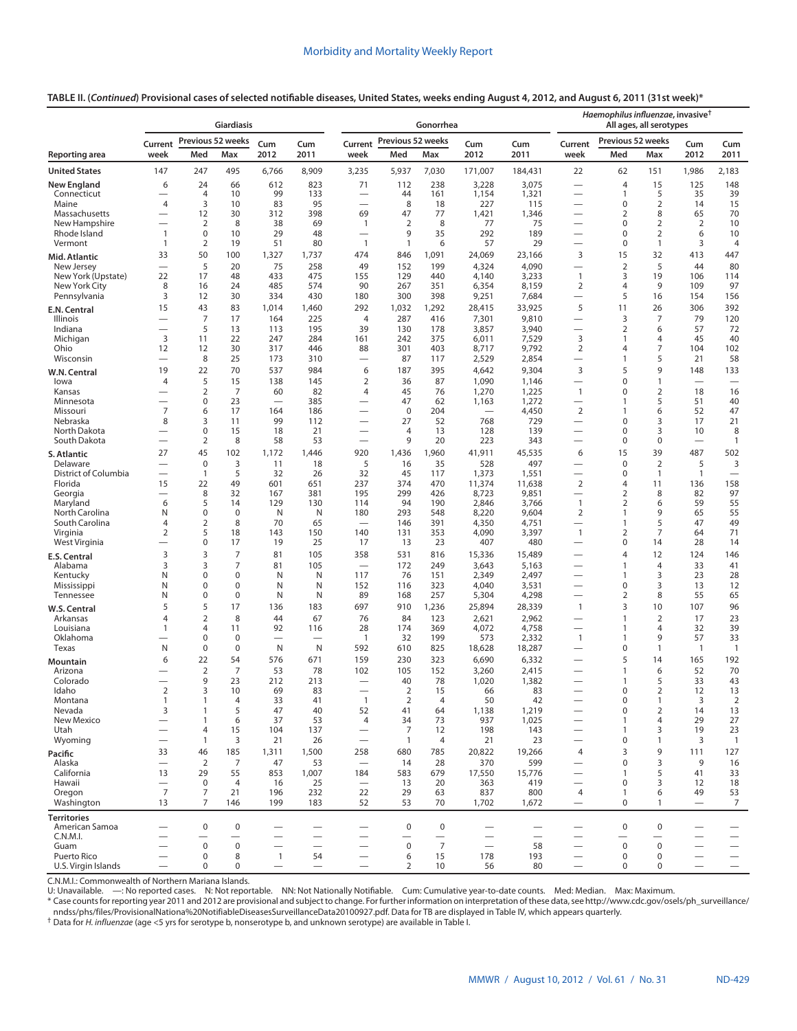**TABLE II. (*Continued*) Provisional cases of selected notifiable diseases, United States, weeks ending August 4, 2012, and August 6, 2011 (31st week)***

| Reporting area | Giardiasis | | | | | Gonorrhea | | | | | *Haemophilus influenzae*, invasive† All ages, all serotypes | | | | |
|---|---|---|---|---|---|---|---|---|---|---|---|---|---|---|---|
| | Current week | Previous 52 weeks Med | Previous 52 weeks Max | Cum 2012 | Cum 2011 | Current week | Previous 52 weeks Med | Previous 52 weeks Max | Cum 2012 | Cum 2011 | Current week | Previous 52 weeks Med | Previous 52 weeks Max | Cum 2012 | Cum 2011 |
| **United States** | 147 | 247 | 495 | 6,766 | 8,909 | 3,235 | 5,937 | 7,030 | 171,007 | 184,431 | 22 | 62 | 151 | 1,986 | 2,183 |
| **New England** | 6 | 24 | 66 | 612 | 823 | 71 | 112 | 238 | 3,228 | 3,075 | — | 4 | 15 | 125 | 148 |
| Connecticut | — | 4 | 10 | 99 | 133 | — | 44 | 161 | 1,154 | 1,321 | — | 1 | 5 | 35 | 39 |
| Maine | 4 | 3 | 10 | 83 | 95 | — | 8 | 18 | 227 | 115 | — | 0 | 2 | 14 | 15 |
| Massachusetts | — | 12 | 30 | 312 | 398 | 69 | 47 | 77 | 1,421 | 1,346 | — | 2 | 8 | 65 | 70 |
| New Hampshire | — | 2 | 8 | 38 | 69 | 1 | 2 | 8 | 77 | 75 | — | 0 | 2 | 2 | 10 |
| Rhode Island | 1 | 0 | 10 | 29 | 48 | — | 9 | 35 | 292 | 189 | — | 0 | 2 | 6 | 10 |
| Vermont | 1 | 2 | 19 | 51 | 80 | 1 | 1 | 6 | 57 | 29 | — | 0 | 1 | 3 | 4 |
| **Mid. Atlantic** | 33 | 50 | 100 | 1,327 | 1,737 | 474 | 846 | 1,091 | 24,069 | 23,166 | 3 | 15 | 32 | 413 | 447 |
| New Jersey | — | 5 | 20 | 75 | 258 | 49 | 152 | 199 | 4,324 | 4,090 | — | 2 | 5 | 44 | 80 |
| New York (Upstate) | 22 | 17 | 48 | 433 | 475 | 155 | 129 | 440 | 4,140 | 3,233 | 1 | 3 | 19 | 106 | 114 |
| New York City | 8 | 16 | 24 | 485 | 574 | 90 | 267 | 351 | 6,354 | 8,159 | 2 | 4 | 9 | 109 | 97 |
| Pennsylvania | 3 | 12 | 30 | 334 | 430 | 180 | 300 | 398 | 9,251 | 7,684 | — | 5 | 16 | 154 | 156 |
| **E.N. Central** | 15 | 43 | 83 | 1,014 | 1,460 | 292 | 1,032 | 1,292 | 28,415 | 33,925 | 5 | 11 | 26 | 306 | 392 |
| Illinois | — | 7 | 17 | 164 | 225 | 4 | 287 | 416 | 7,301 | 9,810 | — | 3 | 7 | 79 | 120 |
| Indiana | — | 5 | 13 | 113 | 195 | 39 | 130 | 178 | 3,857 | 3,940 | — | 2 | 6 | 57 | 72 |
| Michigan | 3 | 11 | 22 | 247 | 284 | 161 | 242 | 375 | 6,011 | 7,529 | 3 | 1 | 4 | 45 | 40 |
| Ohio | 12 | 12 | 30 | 317 | 446 | 88 | 301 | 403 | 8,717 | 9,792 | 2 | 4 | 7 | 104 | 102 |
| Wisconsin | — | 8 | 25 | 173 | 310 | — | 87 | 117 | 2,529 | 2,854 | — | 1 | 5 | 21 | 58 |
| **W.N. Central** | 19 | 22 | 70 | 537 | 984 | 6 | 187 | 395 | 4,642 | 9,304 | 3 | 5 | 9 | 148 | 133 |
| Iowa | 4 | 5 | 15 | 138 | 145 | 2 | 36 | 87 | 1,090 | 1,146 | — | 0 | 1 | — | — |
| Kansas | — | 2 | 7 | 60 | 82 | 4 | 45 | 76 | 1,270 | 1,225 | 1 | 0 | 2 | 18 | 16 |
| Minnesota | — | 0 | 23 | — | 385 | — | 47 | 62 | 1,163 | 1,272 | — | 1 | 5 | 51 | 40 |
| Missouri | 7 | 6 | 17 | 164 | 186 | — | 0 | 204 | — | 4,450 | 2 | 1 | 6 | 52 | 47 |
| Nebraska | 8 | 3 | 11 | 99 | 112 | — | 27 | 52 | 768 | 729 | — | 0 | 3 | 17 | 21 |
| North Dakota | — | 0 | 15 | 18 | 21 | — | 4 | 13 | 128 | 139 | — | 0 | 3 | 10 | 8 |
| South Dakota | — | 2 | 8 | 58 | 53 | — | 9 | 20 | 223 | 343 | — | 0 | 0 | — | 1 |
| **S. Atlantic** | 27 | 45 | 102 | 1,172 | 1,446 | 920 | 1,436 | 1,960 | 41,911 | 45,535 | 6 | 15 | 39 | 487 | 502 |
| Delaware | — | 0 | 3 | 11 | 18 | 5 | 16 | 35 | 528 | 497 | — | 0 | 2 | 5 | 3 |
| District of Columbia | — | 1 | 5 | 32 | 26 | 32 | 45 | 117 | 1,373 | 1,551 | — | 0 | 1 | 1 | — |
| Florida | 15 | 22 | 49 | 601 | 651 | 237 | 374 | 470 | 11,374 | 11,638 | 2 | 4 | 11 | 136 | 158 |
| Georgia | — | 8 | 32 | 167 | 381 | 195 | 299 | 426 | 8,723 | 9,851 | — | 2 | 8 | 82 | 97 |
| Maryland | 6 | 5 | 14 | 129 | 130 | 114 | 94 | 190 | 2,846 | 3,766 | 1 | 2 | 6 | 59 | 55 |
| North Carolina | N | 0 | 0 | N | N | 180 | 293 | 548 | 8,220 | 9,604 | 2 | 1 | 9 | 65 | 55 |
| South Carolina | 4 | 2 | 8 | 70 | 65 | — | 146 | 391 | 4,350 | 4,751 | — | 1 | 5 | 47 | 49 |
| Virginia | 2 | 5 | 18 | 143 | 150 | 140 | 131 | 353 | 4,090 | 3,397 | 1 | 2 | 7 | 64 | 71 |
| West Virginia | — | 0 | 17 | 19 | 25 | 17 | 13 | 23 | 407 | 480 | — | 0 | 14 | 28 | 14 |
| **E.S. Central** | 3 | 3 | 7 | 81 | 105 | 358 | 531 | 816 | 15,336 | 15,489 | — | 4 | 12 | 124 | 146 |
| Alabama | 3 | 3 | 7 | 81 | 105 | — | 172 | 249 | 3,643 | 5,163 | — | 1 | 4 | 33 | 41 |
| Kentucky | N | 0 | 0 | N | N | 117 | 76 | 151 | 2,349 | 2,497 | — | 1 | 3 | 23 | 28 |
| Mississippi | N | 0 | 0 | N | N | 152 | 116 | 323 | 4,040 | 3,531 | — | 0 | 3 | 13 | 12 |
| Tennessee | N | 0 | 0 | N | N | 89 | 168 | 257 | 5,304 | 4,298 | — | 2 | 8 | 55 | 65 |
| **W.S. Central** | 5 | 5 | 17 | 136 | 183 | 697 | 910 | 1,236 | 25,894 | 28,339 | 1 | 3 | 10 | 107 | 96 |
| Arkansas | 4 | 2 | 8 | 44 | 67 | 76 | 84 | 123 | 2,621 | 2,962 | — | 1 | 2 | 17 | 23 |
| Louisiana | 1 | 4 | 11 | 92 | 116 | 28 | 174 | 369 | 4,072 | 4,758 | — | 1 | 4 | 32 | 39 |
| Oklahoma | — | 0 | 0 | — | — | 1 | 32 | 199 | 573 | 2,332 | 1 | 1 | 9 | 57 | 33 |
| Texas | N | 0 | 0 | N | N | 592 | 610 | 825 | 18,628 | 18,287 | — | 0 | 1 | 1 | 1 |
| **Mountain** | 6 | 22 | 54 | 576 | 671 | 159 | 230 | 323 | 6,690 | 6,332 | — | 5 | 14 | 165 | 192 |
| Arizona | — | 2 | 7 | 53 | 78 | 102 | 105 | 152 | 3,260 | 2,415 | — | 1 | 6 | 52 | 70 |
| Colorado | — | 9 | 23 | 212 | 213 | — | 40 | 78 | 1,020 | 1,382 | — | 1 | 5 | 33 | 43 |
| Idaho | 2 | 3 | 10 | 69 | 83 | — | 2 | 15 | 66 | 83 | — | 0 | 2 | 12 | 13 |
| Montana | 1 | 1 | 4 | 33 | 41 | 1 | 2 | 4 | 50 | 42 | — | 0 | 1 | 3 | 2 |
| Nevada | 3 | 1 | 5 | 47 | 40 | 52 | 41 | 64 | 1,138 | 1,219 | — | 0 | 2 | 14 | 13 |
| New Mexico | — | 1 | 6 | 37 | 53 | 4 | 34 | 73 | 937 | 1,025 | — | 1 | 4 | 29 | 27 |
| Utah | — | 4 | 15 | 104 | 137 | — | 7 | 12 | 198 | 143 | — | 1 | 3 | 19 | 23 |
| Wyoming | — | 1 | 3 | 21 | 26 | — | 1 | 4 | 21 | 23 | — | 0 | 1 | 3 | 1 |
| **Pacific** | 33 | 46 | 185 | 1,311 | 1,500 | 258 | 680 | 785 | 20,822 | 19,266 | 4 | 3 | 9 | 111 | 127 |
| Alaska | — | 2 | 7 | 47 | 53 | — | 14 | 28 | 370 | 599 | — | 0 | 3 | 9 | 16 |
| California | 13 | 29 | 55 | 853 | 1,007 | 184 | 583 | 679 | 17,550 | 15,776 | — | 1 | 5 | 41 | 33 |
| Hawaii | — | 0 | 4 | 16 | 25 | — | 13 | 20 | 363 | 419 | — | 0 | 3 | 12 | 18 |
| Oregon | 7 | 7 | 21 | 196 | 232 | 22 | 29 | 63 | 837 | 800 | 4 | 1 | 6 | 49 | 53 |
| Washington | 13 | 7 | 146 | 199 | 183 | 52 | 53 | 70 | 1,702 | 1,672 | — | 0 | 1 | — | 7 |
| **Territories** | | | | | | | | | | | | | | | |
| American Samoa | — | 0 | 0 | — | — | — | 0 | 0 | — | — | — | 0 | 0 | — | — |
| C.N.M.I. | — | — | — | — | — | — | — | — | — | — | — | — | — | — | — |
| Guam | — | 0 | 0 | — | — | — | 0 | 7 | — | 58 | — | 0 | 0 | — | — |
| Puerto Rico | — | 0 | 8 | 1 | 54 | — | 6 | 15 | 178 | 193 | — | 0 | 0 | — | — |
| U.S. Virgin Islands | — | 0 | 0 | — | — | — | 2 | 10 | 56 | 80 | — | 0 | 0 | — | — |

C.N.M.I.: Commonwealth of Northern Mariana Islands.
U: Unavailable. —: No reported cases. N: Not reportable. NN: Not Nationally Notifiable. Cum: Cumulative year-to-date counts. Med: Median. Max: Maximum.
* Case counts for reporting year 2011 and 2012 are provisional and subject to change. For further information on interpretation of these data, see http://www.cdc.gov/osels/ph_surveillance/nndss/phs/files/ProvisionalNationa%20NotifiableDiseasesSurveillanceData20100927.pdf. Data for TB are displayed in Table IV, which appears quarterly.
† Data for *H. influenzae* (age <5 yrs for serotype b, nonserotype b, and unknown serotype) are available in Table I.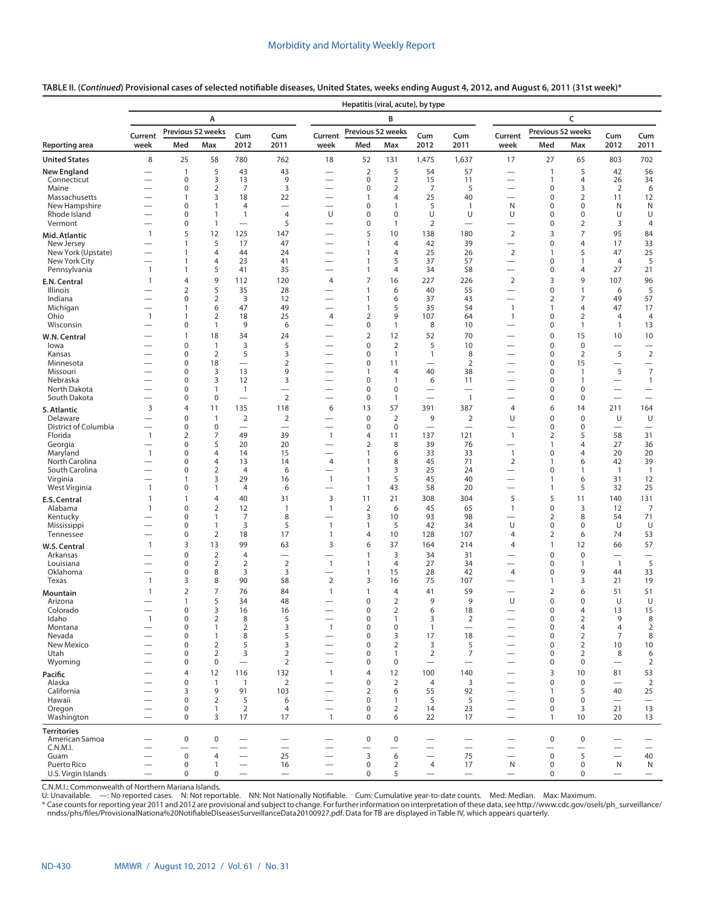**TABLE II. (*Continued*) Provisional cases of selected notifiable diseases, United States, weeks ending August 4, 2012, and August 6, 2011 (31st week)***

| Reporting area | Hepatitis (viral, acute), by type | | | | | | | | | | | | | | |
|---|---|---|---|---|---|---|---|---|---|---|---|---|---|---|---|
| | A | | | | | B | | | | | C | | | | |
| | Current week | Previous 52 weeks | | Cum 2012 | Cum 2011 | Current week | Previous 52 weeks | | Cum 2012 | Cum 2011 | Current week | Previous 52 weeks | | Cum 2012 | Cum 2011 |
| | | Med | Max | | | | Med | Max | | | | Med | Max | | |
| **United States** | 8 | 25 | 58 | 780 | 762 | 18 | 52 | 131 | 1,475 | 1,637 | 17 | 27 | 65 | 803 | 702 |
| **New England** | — | 1 | 5 | 43 | 43 | — | 2 | 5 | 54 | 57 | — | 1 | 5 | 42 | 56 |
| Connecticut | — | 0 | 3 | 13 | 9 | — | 0 | 2 | 15 | 11 | — | 1 | 4 | 26 | 34 |
| Maine | — | 0 | 2 | 7 | 3 | — | 0 | 2 | 7 | 5 | — | 0 | 3 | 2 | 6 |
| Massachusetts | — | 1 | 3 | 18 | 22 | — | 1 | 4 | 25 | 40 | — | 0 | 2 | 11 | 12 |
| New Hampshire | — | 0 | 1 | 4 | — | — | 0 | 1 | 5 | 1 | N | 0 | 0 | N | N |
| Rhode Island | — | 0 | 1 | 1 | 4 | U | 0 | 0 | U | U | U | 0 | 0 | U | U |
| Vermont | — | 0 | 1 | — | 5 | — | 0 | 1 | 2 | — | — | 0 | 2 | 3 | 4 |
| **Mid. Atlantic** | 1 | 5 | 12 | 125 | 147 | — | 5 | 10 | 138 | 180 | 2 | 3 | 7 | 95 | 84 |
| New Jersey | — | 1 | 5 | 17 | 47 | — | 1 | 4 | 42 | 39 | — | 0 | 4 | 17 | 33 |
| New York (Upstate) | — | 1 | 4 | 44 | 24 | — | 1 | 4 | 25 | 26 | 2 | 1 | 5 | 47 | 25 |
| New York City | — | 1 | 4 | 23 | 41 | — | 1 | 5 | 37 | 57 | — | 0 | 1 | 4 | 5 |
| Pennsylvania | 1 | 1 | 5 | 41 | 35 | — | 1 | 4 | 34 | 58 | — | 0 | 4 | 27 | 21 |
| **E.N. Central** | 1 | 4 | 9 | 112 | 120 | 4 | 7 | 16 | 227 | 226 | 2 | 3 | 9 | 107 | 96 |
| Illinois | — | 2 | 5 | 35 | 28 | — | 1 | 6 | 40 | 55 | — | 0 | 1 | 6 | 5 |
| Indiana | — | 0 | 2 | 3 | 12 | — | 1 | 6 | 37 | 43 | — | 2 | 7 | 49 | 57 |
| Michigan | — | 1 | 6 | 47 | 49 | — | 1 | 5 | 35 | 54 | 1 | 1 | 4 | 47 | 17 |
| Ohio | 1 | 1 | 2 | 18 | 25 | 4 | 2 | 9 | 107 | 64 | 1 | 0 | 2 | 4 | 4 |
| Wisconsin | — | 0 | 1 | 9 | 6 | — | 0 | 1 | 8 | 10 | — | 0 | 1 | 1 | 13 |
| **W.N. Central** | — | 1 | 18 | 34 | 24 | — | 2 | 12 | 52 | 70 | — | 0 | 15 | 10 | 10 |
| Iowa | — | 0 | 1 | 3 | 5 | — | 0 | 2 | 5 | 10 | — | 0 | 0 | — | — |
| Kansas | — | 0 | 2 | 5 | 3 | — | 0 | 1 | 1 | 8 | — | 0 | 2 | 5 | 2 |
| Minnesota | — | 0 | 18 | — | 2 | — | 0 | 11 | — | 2 | — | 0 | 15 | — | — |
| Missouri | — | 0 | 3 | 13 | 9 | — | 1 | 4 | 40 | 38 | — | 0 | 1 | 5 | 7 |
| Nebraska | — | 0 | 3 | 12 | 3 | — | 0 | 1 | 6 | 11 | — | 0 | 1 | — | 1 |
| North Dakota | — | 0 | 1 | 1 | — | — | 0 | 0 | — | — | — | 0 | 0 | — | — |
| South Dakota | — | 0 | 0 | — | 2 | — | 0 | 1 | — | 1 | — | 0 | 0 | — | — |
| **S. Atlantic** | 3 | 4 | 11 | 135 | 118 | 6 | 13 | 57 | 391 | 387 | 4 | 6 | 14 | 211 | 164 |
| Delaware | — | 0 | 1 | 2 | 2 | — | 0 | 2 | 9 | 2 | U | 0 | 0 | U | U |
| District of Columbia | — | 0 | 0 | — | — | — | 0 | 0 | — | — | — | 0 | 0 | — | — |
| Florida | 1 | 2 | 7 | 49 | 39 | 1 | 4 | 11 | 137 | 121 | 1 | 2 | 5 | 58 | 31 |
| Georgia | — | 0 | 5 | 20 | 20 | — | 2 | 8 | 39 | 76 | — | 1 | 4 | 27 | 36 |
| Maryland | 1 | 0 | 4 | 14 | 15 | — | 1 | 6 | 33 | 33 | 1 | 0 | 4 | 20 | 20 |
| North Carolina | — | 0 | 4 | 13 | 14 | 4 | 1 | 8 | 45 | 71 | 2 | 1 | 6 | 42 | 39 |
| South Carolina | — | 0 | 2 | 4 | 6 | — | 1 | 3 | 25 | 24 | — | 0 | 1 | 1 | 1 |
| Virginia | — | 1 | 3 | 29 | 16 | 1 | 1 | 5 | 45 | 40 | — | 1 | 6 | 31 | 12 |
| West Virginia | 1 | 0 | 1 | 4 | 6 | — | 1 | 43 | 58 | 20 | — | 1 | 5 | 32 | 25 |
| **E.S. Central** | 1 | 1 | 4 | 40 | 31 | 3 | 11 | 21 | 308 | 304 | 5 | 5 | 11 | 140 | 131 |
| Alabama | 1 | 0 | 2 | 12 | 1 | 1 | 2 | 6 | 45 | 65 | 1 | 0 | 3 | 12 | 7 |
| Kentucky | — | 0 | 1 | 7 | 8 | — | 3 | 10 | 93 | 98 | — | 2 | 8 | 54 | 71 |
| Mississippi | — | 0 | 1 | 3 | 5 | 1 | 1 | 5 | 42 | 34 | U | 0 | 0 | U | U |
| Tennessee | — | 0 | 2 | 18 | 17 | 1 | 4 | 10 | 128 | 107 | 4 | 2 | 6 | 74 | 53 |
| **W.S. Central** | 1 | 3 | 13 | 99 | 63 | 3 | 6 | 37 | 164 | 214 | 4 | 1 | 12 | 66 | 57 |
| Arkansas | — | 0 | 2 | 4 | — | — | 1 | 3 | 34 | 31 | — | 0 | 0 | — | — |
| Louisiana | — | 0 | 2 | 2 | 2 | 1 | 1 | 4 | 27 | 34 | — | 0 | 1 | 1 | 5 |
| Oklahoma | — | 0 | 8 | 3 | 3 | — | 1 | 15 | 28 | 42 | 4 | 0 | 9 | 44 | 33 |
| Texas | 1 | 3 | 8 | 90 | 58 | 2 | 3 | 16 | 75 | 107 | — | 1 | 3 | 21 | 19 |
| **Mountain** | 1 | 2 | 7 | 76 | 84 | 1 | 1 | 4 | 41 | 59 | — | 2 | 6 | 51 | 51 |
| Arizona | — | 1 | 5 | 34 | 48 | — | 0 | 2 | 9 | 9 | U | 0 | 0 | U | U |
| Colorado | — | 0 | 3 | 16 | 16 | — | 0 | 2 | 6 | 18 | — | 0 | 4 | 13 | 15 |
| Idaho | 1 | 0 | 2 | 8 | 5 | — | 0 | 1 | 3 | 2 | — | 0 | 2 | 9 | 8 |
| Montana | — | 0 | 1 | 2 | 3 | 1 | 0 | 0 | 1 | — | — | 0 | 4 | 4 | 2 |
| Nevada | — | 0 | 1 | 8 | 5 | — | 0 | 3 | 17 | 18 | — | 0 | 2 | 7 | 8 |
| New Mexico | — | 0 | 2 | 5 | 3 | — | 0 | 2 | 3 | 5 | — | 0 | 2 | 10 | 10 |
| Utah | — | 0 | 2 | 3 | 2 | — | 0 | 1 | 2 | 7 | — | 0 | 2 | 8 | 6 |
| Wyoming | — | 0 | 0 | — | 2 | — | 0 | 0 | — | — | — | 0 | 0 | — | 2 |
| **Pacific** | — | 4 | 12 | 116 | 132 | 1 | 4 | 12 | 100 | 140 | — | 3 | 10 | 81 | 53 |
| Alaska | — | 0 | 1 | 1 | 2 | — | 0 | 2 | 4 | 3 | — | 0 | 0 | — | 2 |
| California | — | 3 | 9 | 91 | 103 | — | 2 | 6 | 55 | 92 | — | 1 | 5 | 40 | 25 |
| Hawaii | — | 0 | 2 | 5 | 6 | — | 0 | 1 | 5 | 5 | — | 0 | 0 | — | — |
| Oregon | — | 0 | 1 | 2 | 4 | — | 0 | 2 | 14 | 23 | — | 0 | 3 | 21 | 13 |
| Washington | — | 0 | 3 | 17 | 17 | 1 | 0 | 6 | 22 | 17 | — | 1 | 10 | 20 | 13 |
| **Territories** | | | | | | | | | | | | | | | |
| American Samoa | — | 0 | 0 | — | — | — | 0 | 0 | — | — | — | 0 | 0 | — | — |
| C.N.M.I. | — | — | — | — | — | — | — | — | — | — | — | — | — | — | — |
| Guam | — | 0 | 4 | — | 25 | — | 3 | 6 | — | 75 | — | 0 | 5 | — | 40 |
| Puerto Rico | — | 0 | 1 | — | 16 | — | 0 | 2 | 4 | 17 | N | 0 | 0 | N | N |
| U.S. Virgin Islands | — | 0 | 0 | — | — | — | 0 | 5 | — | — | — | 0 | 0 | — | — |

C.N.M.I.: Commonwealth of Northern Mariana Islands.

U: Unavailable. —: No reported cases. N: Not reportable. NN: Not Nationally Notifiable. Cum: Cumulative year-to-date counts. Med: Median. Max: Maximum.

* Case counts for reporting year 2011 and 2012 are provisional and subject to change. For further information on interpretation of these data, see http://www.cdc.gov/osels/ph_surveillance/nndss/phs/files/ProvisionalNationa%20NotifiableDiseasesSurveillanceData20100927.pdf. Data for TB are displayed in Table IV, which appears quarterly.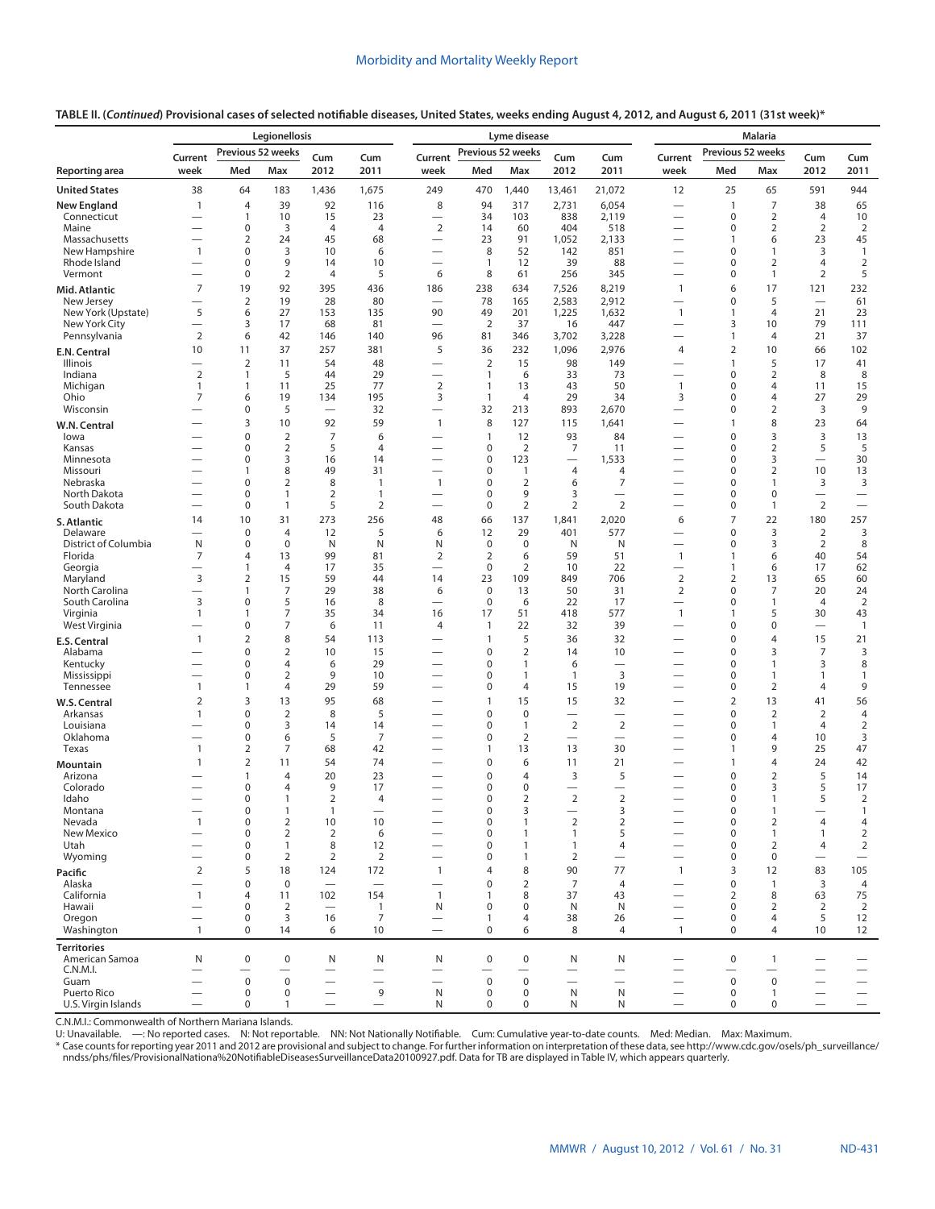**TABLE II. (*Continued*) Provisional cases of selected notifiable diseases, United States, weeks ending August 4, 2012, and August 6, 2011 (31st week)***

| | Legionellosis | | | | | Lyme disease | | | | | Malaria | | | | |
|---|---|---|---|---|---|---|---|---|---|---|---|---|---|---|---|
| | Current | Previous 52 weeks | | Cum | Cum | Current | Previous 52 weeks | | Cum | Cum | Current | Previous 52 weeks | | Cum | Cum |
| Reporting area | week | Med | Max | 2012 | 2011 | week | Med | Max | 2012 | 2011 | week | Med | Max | 2012 | 2011 |
| **United States** | 38 | 64 | 183 | 1,436 | 1,675 | 249 | 470 | 1,440 | 13,461 | 21,072 | 12 | 25 | 65 | 591 | 944 |
| **New England** | 1 | 4 | 39 | 92 | 116 | 8 | 94 | 317 | 2,731 | 6,054 | — | 1 | 7 | 38 | 65 |
| Connecticut | — | 1 | 10 | 15 | 23 | — | 34 | 103 | 838 | 2,119 | — | 0 | 2 | 4 | 10 |
| Maine | — | 0 | 3 | 4 | 4 | 2 | 14 | 60 | 404 | 518 | — | 0 | 2 | 2 | 2 |
| Massachusetts | — | 2 | 24 | 45 | 68 | — | 23 | 91 | 1,052 | 2,133 | — | 1 | 6 | 23 | 45 |
| New Hampshire | 1 | 0 | 3 | 10 | 6 | — | 8 | 52 | 142 | 851 | — | 0 | 1 | 3 | 1 |
| Rhode Island | — | 0 | 9 | 14 | 10 | — | 1 | 12 | 39 | 88 | — | 0 | 2 | 4 | 2 |
| Vermont | — | 0 | 2 | 4 | 5 | 6 | 8 | 61 | 256 | 345 | — | 0 | 1 | 2 | 5 |
| **Mid. Atlantic** | 7 | 19 | 92 | 395 | 436 | 186 | 238 | 634 | 7,526 | 8,219 | 1 | 6 | 17 | 121 | 232 |
| New Jersey | — | 2 | 19 | 28 | 80 | — | 78 | 165 | 2,583 | 2,912 | — | 0 | 5 | — | 61 |
| New York (Upstate) | 5 | 6 | 27 | 153 | 135 | 90 | 49 | 201 | 1,225 | 1,632 | 1 | 1 | 4 | 21 | 23 |
| New York City | — | 3 | 17 | 68 | 81 | — | 2 | 37 | 16 | 447 | — | 3 | 10 | 79 | 111 |
| Pennsylvania | 2 | 6 | 42 | 146 | 140 | 96 | 81 | 346 | 3,702 | 3,228 | — | 1 | 4 | 21 | 37 |
| **E.N. Central** | 10 | 11 | 37 | 257 | 381 | 5 | 36 | 232 | 1,096 | 2,976 | 4 | 2 | 10 | 66 | 102 |
| Illinois | — | 2 | 11 | 54 | 48 | — | 2 | 15 | 98 | 149 | — | 1 | 5 | 17 | 41 |
| Indiana | 2 | 1 | 5 | 44 | 29 | — | 1 | 6 | 33 | 73 | — | 0 | 2 | 8 | 8 |
| Michigan | 1 | 1 | 11 | 25 | 77 | 2 | 1 | 13 | 43 | 50 | 1 | 0 | 4 | 11 | 15 |
| Ohio | 7 | 6 | 19 | 134 | 195 | 3 | 1 | 4 | 29 | 34 | 3 | 0 | 4 | 27 | 29 |
| Wisconsin | — | 0 | 5 | — | 32 | — | 32 | 213 | 893 | 2,670 | — | 0 | 2 | 3 | 9 |
| **W.N. Central** | — | 3 | 10 | 92 | 59 | 1 | 8 | 127 | 115 | 1,641 | — | 1 | 8 | 23 | 64 |
| Iowa | — | 0 | 2 | 7 | 6 | — | 1 | 12 | 93 | 84 | — | 0 | 3 | 3 | 13 |
| Kansas | — | 0 | 2 | 5 | 4 | — | 0 | 2 | 7 | 11 | — | 0 | 2 | 5 | 5 |
| Minnesota | — | 0 | 3 | 16 | 14 | — | 0 | 123 | — | 1,533 | — | 0 | 3 | — | 30 |
| Missouri | — | 1 | 8 | 49 | 31 | — | 0 | 1 | 4 | 4 | — | 0 | 2 | 10 | 13 |
| Nebraska | — | 0 | 2 | 8 | 1 | 1 | 0 | 2 | 6 | 7 | — | 0 | 1 | 3 | 3 |
| North Dakota | — | 0 | 1 | 2 | 1 | — | 0 | 9 | 3 | — | — | 0 | 0 | — | — |
| South Dakota | — | 0 | 1 | 5 | 2 | — | 0 | 2 | 2 | 2 | — | 0 | 1 | 2 | — |
| **S. Atlantic** | 14 | 10 | 31 | 273 | 256 | 48 | 66 | 137 | 1,841 | 2,020 | 6 | 7 | 22 | 180 | 257 |
| Delaware | — | 0 | 4 | 12 | 5 | 6 | 12 | 29 | 401 | 577 | — | 0 | 3 | 2 | 3 |
| District of Columbia | N | 0 | 0 | N | N | N | 0 | 0 | N | N | — | 0 | 3 | 2 | 8 |
| Florida | 7 | 4 | 13 | 99 | 81 | 2 | 2 | 6 | 59 | 51 | 1 | 1 | 6 | 40 | 54 |
| Georgia | — | 1 | 4 | 17 | 35 | — | 0 | 2 | 10 | 22 | — | 1 | 6 | 17 | 62 |
| Maryland | 3 | 2 | 15 | 59 | 44 | 14 | 23 | 109 | 849 | 706 | 2 | 2 | 13 | 65 | 60 |
| North Carolina | — | 1 | 7 | 29 | 38 | 6 | 0 | 13 | 50 | 31 | 2 | 0 | 7 | 20 | 24 |
| South Carolina | 3 | 0 | 5 | 16 | 8 | — | 0 | 6 | 22 | 17 | — | 0 | 1 | 4 | 2 |
| Virginia | 1 | 1 | 7 | 35 | 34 | 16 | 17 | 51 | 418 | 577 | 1 | 1 | 5 | 30 | 43 |
| West Virginia | — | 0 | 7 | 6 | 11 | 4 | 1 | 22 | 32 | 39 | — | 0 | 0 | — | 1 |
| **E.S. Central** | 1 | 2 | 8 | 54 | 113 | — | 1 | 5 | 36 | 32 | — | 0 | 4 | 15 | 21 |
| Alabama | — | 0 | 2 | 10 | 15 | — | 0 | 2 | 14 | 10 | — | 0 | 3 | 7 | 3 |
| Kentucky | — | 0 | 4 | 6 | 29 | — | 0 | 1 | 6 | — | — | 0 | 1 | 3 | 8 |
| Mississippi | — | 0 | 2 | 9 | 10 | — | 0 | 1 | 1 | 3 | — | 0 | 1 | 1 | 1 |
| Tennessee | 1 | 1 | 4 | 29 | 59 | — | 0 | 4 | 15 | 19 | — | 0 | 2 | 4 | 9 |
| **W.S. Central** | 2 | 3 | 13 | 95 | 68 | — | 1 | 15 | 15 | 32 | — | 2 | 13 | 41 | 56 |
| Arkansas | 1 | 0 | 2 | 8 | 5 | — | 0 | 0 | — | — | — | 0 | 2 | 2 | 4 |
| Louisiana | — | 0 | 3 | 14 | 14 | — | 0 | 1 | 2 | 2 | — | 0 | 1 | 4 | 2 |
| Oklahoma | — | 0 | 6 | 5 | 7 | — | 0 | 2 | — | — | — | 0 | 4 | 10 | 3 |
| Texas | 1 | 2 | 7 | 68 | 42 | — | 1 | 13 | 13 | 30 | — | 1 | 9 | 25 | 47 |
| **Mountain** | 1 | 2 | 11 | 54 | 74 | — | 0 | 6 | 11 | 21 | — | 1 | 4 | 24 | 42 |
| Arizona | — | 1 | 4 | 20 | 23 | — | 0 | 4 | 3 | 5 | — | 0 | 2 | 5 | 14 |
| Colorado | — | 0 | 4 | 9 | 17 | — | 0 | 0 | — | — | — | 0 | 3 | 5 | 17 |
| Idaho | — | 0 | 1 | 2 | 4 | — | 0 | 2 | 2 | 2 | — | 0 | 1 | 5 | 2 |
| Montana | — | 0 | 1 | 1 | — | — | 0 | 3 | — | 3 | — | 0 | 1 | — | 1 |
| Nevada | 1 | 0 | 2 | 10 | 10 | — | 0 | 1 | 2 | 2 | — | 0 | 2 | 4 | 4 |
| New Mexico | — | 0 | 2 | 2 | 6 | — | 0 | 1 | 1 | 5 | — | 0 | 1 | 1 | 2 |
| Utah | — | 0 | 1 | 8 | 12 | — | 0 | 1 | 1 | 4 | — | 0 | 2 | 4 | 2 |
| Wyoming | — | 0 | 2 | 2 | 2 | — | 0 | 1 | 2 | — | — | 0 | 0 | — | — |
| **Pacific** | 2 | 5 | 18 | 124 | 172 | 1 | 4 | 8 | 90 | 77 | 1 | 3 | 12 | 83 | 105 |
| Alaska | — | 0 | 0 | — | — | — | 0 | 2 | 7 | 4 | — | 0 | 1 | 3 | 4 |
| California | 1 | 4 | 11 | 102 | 154 | 1 | 1 | 8 | 37 | 43 | — | 2 | 8 | 63 | 75 |
| Hawaii | — | 0 | 2 | — | 1 | N | 0 | 0 | N | N | — | 0 | 2 | 2 | 2 |
| Oregon | — | 0 | 3 | 16 | 7 | — | 1 | 4 | 38 | 26 | — | 0 | 4 | 5 | 12 |
| Washington | 1 | 0 | 14 | 6 | 10 | — | 0 | 6 | 8 | 4 | 1 | 0 | 4 | 10 | 12 |
| **Territories** | | | | | | | | | | | | | | | |
| American Samoa | N | 0 | 0 | N | N | N | 0 | 0 | N | N | — | 0 | 1 | — | — |
| C.N.M.I. | — | — | — | — | — | — | — | — | — | — | — | — | — | — | — |
| Guam | — | 0 | 0 | — | — | — | 0 | 0 | — | — | — | 0 | 0 | — | — |
| Puerto Rico | — | 0 | 0 | — | 9 | N | 0 | 0 | N | N | — | 0 | 1 | — | — |
| U.S. Virgin Islands | — | 0 | 1 | — | — | N | 0 | 0 | N | N | — | 0 | 0 | — | — |

C.N.M.I.: Commonwealth of Northern Mariana Islands.
U: Unavailable. —: No reported cases. N: Not reportable. NN: Not Nationally Notifiable. Cum: Cumulative year-to-date counts. Med: Median. Max: Maximum.
* Case counts for reporting year 2011 and 2012 are provisional and subject to change. For further information on interpretation of these data, see http://www.cdc.gov/osels/ph_surveillance/nndss/phs/files/ProvisionalNationa%20NotifiableDiseasesSurveillanceData20100927.pdf. Data for TB are displayed in Table IV, which appears quarterly.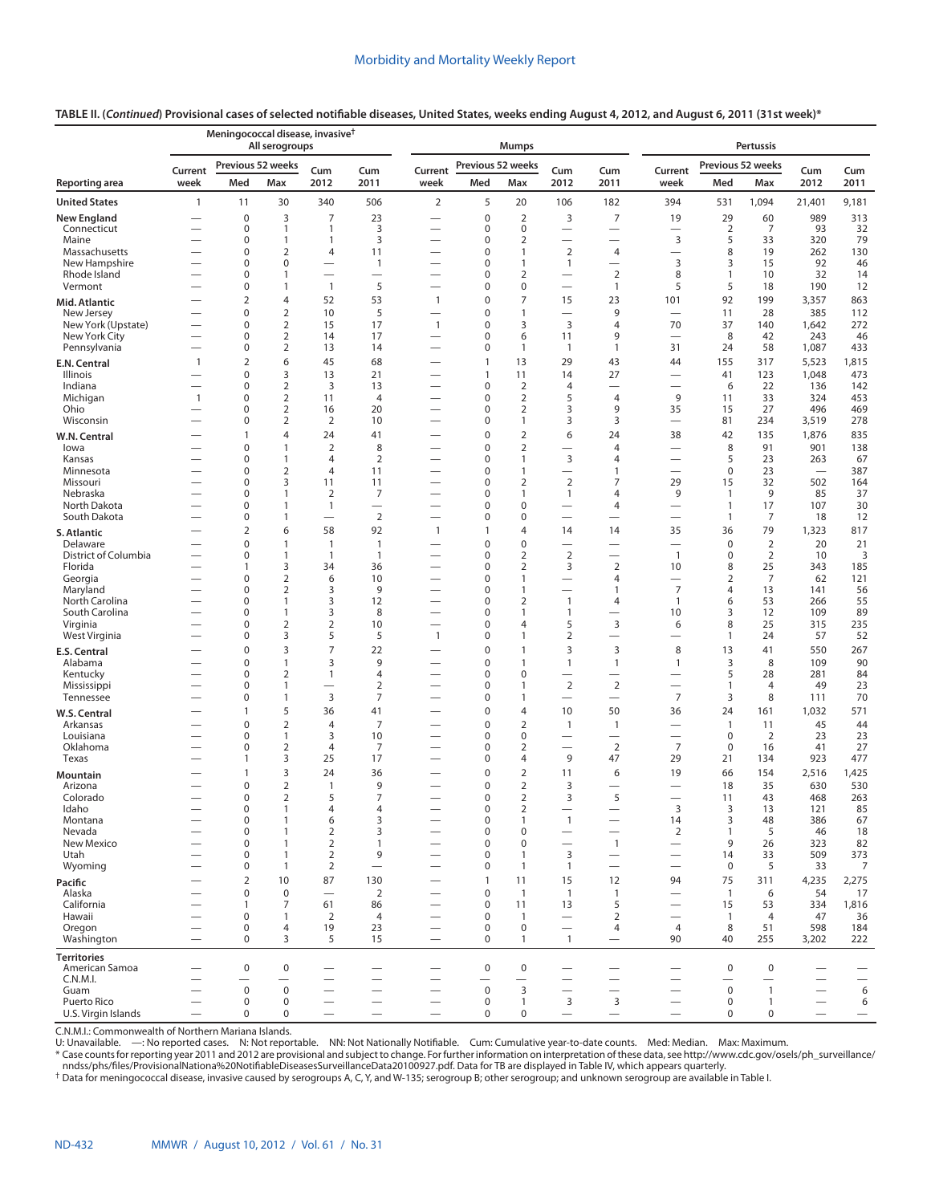**TABLE II. (*Continued*) Provisional cases of selected notifiable diseases, United States, weeks ending August 4, 2012, and August 6, 2011 (31st week)***

| Reporting area | Meningococcal disease, invasive† All serogroups | | | | | Mumps | | | | | Pertussis | | | | |
|---|---|---|---|---|---|---|---|---|---|---|---|---|---|---|---|
| | Current week | Previous 52 weeks Med | Previous 52 weeks Max | Cum 2012 | Cum 2011 | Current week | Previous 52 weeks Med | Previous 52 weeks Max | Cum 2012 | Cum 2011 | Current week | Previous 52 weeks Med | Previous 52 weeks Max | Cum 2012 | Cum 2011 |
| **United States** | 1 | 11 | 30 | 340 | 506 | 2 | 5 | 20 | 106 | 182 | 394 | 531 | 1,094 | 21,401 | 9,181 |
| **New England** | — | 0 | 3 | 7 | 23 | — | 0 | 2 | 3 | 7 | 19 | 29 | 60 | 989 | 313 |
| Connecticut | — | 0 | 1 | 1 | 3 | — | 0 | 0 | — | — | — | 2 | 7 | 93 | 32 |
| Maine | — | 0 | 1 | 1 | 3 | — | 0 | 2 | — | — | 3 | 5 | 33 | 320 | 79 |
| Massachusetts | — | 0 | 2 | 4 | 11 | — | 0 | 1 | 2 | 4 | — | 8 | 19 | 262 | 130 |
| New Hampshire | — | 0 | 0 | — | 1 | — | 0 | 1 | 1 | — | 3 | 3 | 15 | 92 | 46 |
| Rhode Island | — | 0 | 1 | — | — | — | 0 | 2 | — | 2 | 8 | 1 | 10 | 32 | 14 |
| Vermont | — | 0 | 1 | 1 | 5 | — | 0 | 0 | — | 1 | 5 | 5 | 18 | 190 | 12 |
| **Mid. Atlantic** | — | 2 | 4 | 52 | 53 | 1 | 0 | 7 | 15 | 23 | 101 | 92 | 199 | 3,357 | 863 |
| New Jersey | — | 0 | 2 | 10 | 5 | — | 0 | 1 | — | 9 | — | 11 | 28 | 385 | 112 |
| New York (Upstate) | — | 0 | 2 | 15 | 17 | 1 | 0 | 3 | 3 | 4 | 70 | 37 | 140 | 1,642 | 272 |
| New York City | — | 0 | 2 | 14 | 17 | — | 0 | 6 | 11 | 9 | — | 8 | 42 | 243 | 46 |
| Pennsylvania | — | 0 | 2 | 13 | 14 | — | 0 | 1 | 1 | 1 | 31 | 24 | 58 | 1,087 | 433 |
| **E.N. Central** | 1 | 2 | 6 | 45 | 68 | — | 1 | 13 | 29 | 43 | 44 | 155 | 317 | 5,523 | 1,815 |
| Illinois | — | 0 | 3 | 13 | 21 | — | 1 | 11 | 14 | 27 | — | 41 | 123 | 1,048 | 473 |
| Indiana | — | 0 | 2 | 3 | 13 | — | 0 | 2 | 4 | — | — | 6 | 22 | 136 | 142 |
| Michigan | 1 | 0 | 2 | 11 | 4 | — | 0 | 2 | 5 | 4 | 9 | 11 | 33 | 324 | 453 |
| Ohio | — | 0 | 2 | 16 | 20 | — | 0 | 2 | 3 | 9 | 35 | 15 | 27 | 496 | 469 |
| Wisconsin | — | 0 | 2 | 2 | 10 | — | 0 | 1 | 3 | 3 | — | 81 | 234 | 3,519 | 278 |
| **W.N. Central** | — | 1 | 4 | 24 | 41 | — | 0 | 2 | 6 | 24 | 38 | 42 | 135 | 1,876 | 835 |
| Iowa | — | 0 | 1 | 2 | 8 | — | 0 | 2 | — | 4 | — | 8 | 91 | 901 | 138 |
| Kansas | — | 0 | 1 | 4 | 2 | — | 0 | 1 | 3 | 4 | — | 5 | 23 | 263 | 67 |
| Minnesota | — | 0 | 2 | 4 | 11 | — | 0 | 1 | — | 1 | — | 0 | 23 | — | 387 |
| Missouri | — | 0 | 3 | 11 | 11 | — | 0 | 2 | 2 | 7 | 29 | 15 | 32 | 502 | 164 |
| Nebraska | — | 0 | 1 | 2 | 7 | — | 0 | 1 | 1 | 4 | 9 | 1 | 9 | 85 | 37 |
| North Dakota | — | 0 | 1 | 1 | — | — | 0 | 0 | — | 4 | — | 1 | 17 | 107 | 30 |
| South Dakota | — | 0 | 1 | — | 2 | — | 0 | 0 | — | — | — | 1 | 7 | 18 | 12 |
| **S. Atlantic** | — | 2 | 6 | 58 | 92 | 1 | 1 | 4 | 14 | 14 | 35 | 36 | 79 | 1,323 | 817 |
| Delaware | — | 0 | 1 | 1 | 1 | — | 0 | 0 | — | — | — | 0 | 2 | 20 | 21 |
| District of Columbia | — | 0 | 1 | 1 | 1 | — | 0 | 2 | 2 | — | 1 | 0 | 2 | 10 | 3 |
| Florida | — | 1 | 3 | 34 | 36 | — | 0 | 2 | 3 | 2 | 10 | 8 | 25 | 343 | 185 |
| Georgia | — | 0 | 2 | 6 | 10 | — | 0 | 1 | — | 4 | — | 2 | 7 | 62 | 121 |
| Maryland | — | 0 | 2 | 3 | 9 | — | 0 | 1 | — | 1 | 7 | 4 | 13 | 141 | 56 |
| North Carolina | — | 0 | 1 | 3 | 12 | — | 0 | 2 | 1 | 4 | 1 | 6 | 53 | 266 | 55 |
| South Carolina | — | 0 | 1 | 3 | 8 | — | 0 | 1 | 1 | — | 10 | 3 | 12 | 109 | 89 |
| Virginia | — | 0 | 2 | 2 | 10 | — | 0 | 4 | 5 | 3 | 6 | 8 | 25 | 315 | 235 |
| West Virginia | — | 0 | 3 | 5 | 5 | 1 | 0 | 1 | 2 | — | — | 1 | 24 | 57 | 52 |
| **E.S. Central** | — | 0 | 3 | 7 | 22 | — | 0 | 1 | 3 | 3 | 8 | 13 | 41 | 550 | 267 |
| Alabama | — | 0 | 1 | 3 | 9 | — | 0 | 1 | 1 | 1 | 1 | 3 | 8 | 109 | 90 |
| Kentucky | — | 0 | 2 | 1 | 4 | — | 0 | 0 | — | — | — | 5 | 28 | 281 | 84 |
| Mississippi | — | 0 | 1 | — | 2 | — | 0 | 1 | 2 | 2 | — | 1 | 4 | 49 | 23 |
| Tennessee | — | 0 | 1 | 3 | 7 | — | 0 | 1 | — | — | 7 | 3 | 8 | 111 | 70 |
| **W.S. Central** | — | 1 | 5 | 36 | 41 | — | 0 | 4 | 10 | 50 | 36 | 24 | 161 | 1,032 | 571 |
| Arkansas | — | 0 | 2 | 4 | 7 | — | 0 | 2 | 1 | 1 | — | 1 | 11 | 45 | 44 |
| Louisiana | — | 0 | 1 | 3 | 10 | — | 0 | 0 | — | — | — | 0 | 2 | 23 | 23 |
| Oklahoma | — | 0 | 2 | 4 | 7 | — | 0 | 2 | — | 2 | 7 | 0 | 16 | 41 | 27 |
| Texas | — | 1 | 3 | 25 | 17 | — | 0 | 4 | 9 | 47 | 29 | 21 | 134 | 923 | 477 |
| **Mountain** | — | 1 | 3 | 24 | 36 | — | 0 | 2 | 11 | 6 | 19 | 66 | 154 | 2,516 | 1,425 |
| Arizona | — | 0 | 2 | 1 | 9 | — | 0 | 2 | 3 | — | — | 18 | 35 | 630 | 530 |
| Colorado | — | 0 | 2 | 5 | 7 | — | 0 | 2 | 3 | 5 | — | 11 | 43 | 468 | 263 |
| Idaho | — | 0 | 1 | 4 | 4 | — | 0 | 2 | — | — | 3 | 3 | 13 | 121 | 85 |
| Montana | — | 0 | 1 | 6 | 3 | — | 0 | 1 | 1 | — | 14 | 3 | 48 | 386 | 67 |
| Nevada | — | 0 | 1 | 2 | 3 | — | 0 | 0 | — | — | 2 | 1 | 5 | 46 | 18 |
| New Mexico | — | 0 | 1 | 2 | 1 | — | 0 | 0 | — | 1 | — | 9 | 26 | 323 | 82 |
| Utah | — | 0 | 1 | 2 | 9 | — | 0 | 1 | 3 | — | — | 14 | 33 | 509 | 373 |
| Wyoming | — | 0 | 1 | 2 | — | — | 0 | 1 | 1 | — | — | 0 | 5 | 33 | 7 |
| **Pacific** | — | 2 | 10 | 87 | 130 | — | 1 | 11 | 15 | 12 | 94 | 75 | 311 | 4,235 | 2,275 |
| Alaska | — | 0 | 0 | — | 2 | — | 0 | 1 | 1 | 1 | — | 1 | 6 | 54 | 17 |
| California | — | 1 | 7 | 61 | 86 | — | 0 | 11 | 13 | 5 | — | 15 | 53 | 334 | 1,816 |
| Hawaii | — | 0 | 1 | 2 | 4 | — | 0 | 1 | — | 2 | — | 1 | 4 | 47 | 36 |
| Oregon | — | 0 | 4 | 19 | 23 | — | 0 | 0 | — | 4 | 4 | 8 | 51 | 598 | 184 |
| Washington | — | 0 | 3 | 5 | 15 | — | 0 | 1 | 1 | — | 90 | 40 | 255 | 3,202 | 222 |
| **Territories** | | | | | | | | | | | | | | | |
| American Samoa | — | 0 | 0 | — | — | — | 0 | 0 | — | — | — | 0 | 0 | — | — |
| C.N.M.I. | — | — | — | — | — | — | — | — | — | — | — | — | — | — | — |
| Guam | — | 0 | 0 | — | — | — | 0 | 3 | — | — | — | 0 | 1 | — | 6 |
| Puerto Rico | — | 0 | 0 | — | — | — | 0 | 1 | 3 | 3 | — | 0 | 1 | — | 6 |
| U.S. Virgin Islands | — | 0 | 0 | — | — | — | 0 | 0 | — | — | — | 0 | 0 | — | — |

C.N.M.I.: Commonwealth of Northern Mariana Islands.
U: Unavailable. —: No reported cases. N: Not reportable. NN: Not Nationally Notifiable. Cum: Cumulative year-to-date counts. Med: Median. Max: Maximum.
\* Case counts for reporting year 2011 and 2012 are provisional and subject to change. For further information on interpretation of these data, see http://www.cdc.gov/osels/ph_surveillance/nndss/phs/files/ProvisionalNationa%20NotifiableDiseasesSurveillanceData20100927.pdf. Data for TB are displayed in Table IV, which appears quarterly.
† Data for meningococcal disease, invasive caused by serogroups A, C, Y, and W-135; serogroup B; other serogroup; and unknown serogroup are available in Table I.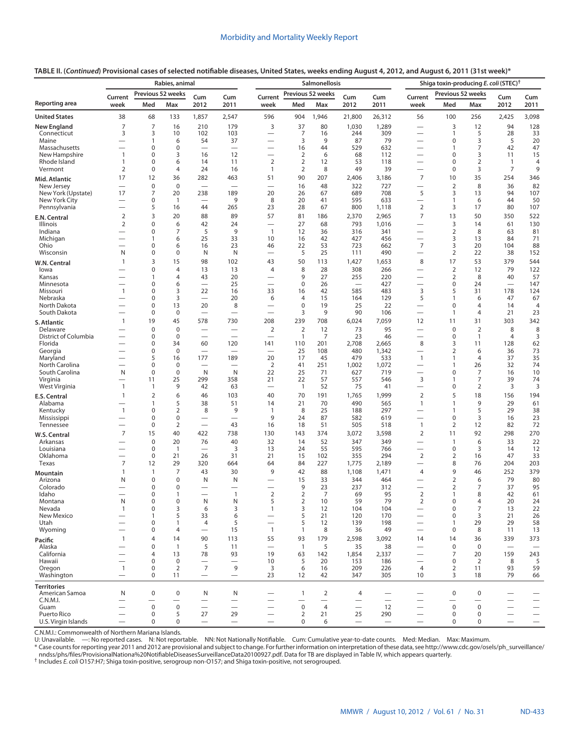**TABLE II. (*Continued*) Provisional cases of selected notifiable diseases, United States, weeks ending August 4, 2012, and August 6, 2011 (31st week)***

| Reporting area | Rabies, animal | | | | | Salmonellosis | | | | | Shiga toxin-producing *E. coli* (STEC)† | | | | |
|---|---|---|---|---|---|---|---|---|---|---|---|---|---|---|---|
| | Current week | Previous 52 weeks Med | Previous 52 weeks Max | Cum 2012 | Cum 2011 | Current week | Previous 52 weeks Med | Previous 52 weeks Max | Cum 2012 | Cum 2011 | Current week | Previous 52 weeks Med | Previous 52 weeks Max | Cum 2012 | Cum 2011 |
| **United States** | 38 | 68 | 133 | 1,857 | 2,547 | 596 | 904 | 1,946 | 21,800 | 26,312 | 56 | 100 | 256 | 2,425 | 3,098 |
| **New England** | 7 | 7 | 16 | 210 | 179 | 3 | 37 | 80 | 1,030 | 1,289 | — | 3 | 12 | 94 | 128 |
| Connecticut | 3 | 3 | 10 | 102 | 103 | — | 7 | 16 | 244 | 309 | — | 1 | 5 | 28 | 33 |
| Maine | — | 1 | 6 | 54 | 37 | — | 3 | 9 | 87 | 79 | — | 0 | 3 | 5 | 20 |
| Massachusetts | — | 0 | 0 | — | — | — | 16 | 44 | 529 | 632 | — | 1 | 7 | 42 | 47 |
| New Hampshire | 1 | 0 | 3 | 16 | 12 | — | 2 | 6 | 68 | 112 | — | 0 | 3 | 11 | 15 |
| Rhode Island | 1 | 0 | 6 | 14 | 11 | 2 | 2 | 12 | 53 | 118 | — | 0 | 2 | 1 | 4 |
| Vermont | 2 | 0 | 4 | 24 | 16 | 1 | 2 | 8 | 49 | 39 | — | 0 | 3 | 7 | 9 |
| **Mid. Atlantic** | 17 | 12 | 36 | 282 | 463 | 51 | 90 | 207 | 2,406 | 3,186 | 7 | 10 | 35 | 254 | 346 |
| New Jersey | — | 0 | 0 | — | — | — | 16 | 48 | 322 | 727 | — | 2 | 8 | 36 | 82 |
| New York (Upstate) | 17 | 7 | 20 | 238 | 189 | 20 | 26 | 67 | 689 | 708 | 5 | 3 | 13 | 94 | 107 |
| New York City | — | 0 | 1 | — | 9 | 8 | 20 | 41 | 595 | 633 | — | 1 | 6 | 44 | 50 |
| Pennsylvania | — | 5 | 16 | 44 | 265 | 23 | 28 | 67 | 800 | 1,118 | 2 | 3 | 17 | 80 | 107 |
| **E.N. Central** | 2 | 3 | 20 | 88 | 89 | 57 | 81 | 186 | 2,370 | 2,965 | 7 | 13 | 50 | 350 | 522 |
| Illinois | 2 | 0 | 6 | 42 | 24 | — | 27 | 68 | 793 | 1,016 | — | 3 | 14 | 61 | 130 |
| Indiana | — | 0 | 7 | 5 | 9 | 1 | 12 | 36 | 316 | 341 | — | 2 | 8 | 63 | 81 |
| Michigan | — | 1 | 6 | 25 | 33 | 10 | 16 | 42 | 427 | 456 | — | 3 | 13 | 84 | 71 |
| Ohio | — | 0 | 6 | 16 | 23 | 46 | 22 | 53 | 723 | 662 | 7 | 3 | 20 | 104 | 88 |
| Wisconsin | N | 0 | 0 | N | N | — | 5 | 25 | 111 | 490 | — | 2 | 22 | 38 | 152 |
| **W.N. Central** | 1 | 3 | 15 | 98 | 102 | 43 | 50 | 113 | 1,427 | 1,653 | 8 | 17 | 53 | 379 | 544 |
| Iowa | — | 0 | 4 | 13 | 13 | 4 | 8 | 28 | 308 | 266 | — | 2 | 12 | 79 | 122 |
| Kansas | — | 1 | 4 | 43 | 20 | — | 9 | 27 | 255 | 220 | — | 2 | 8 | 40 | 57 |
| Minnesota | — | 0 | 6 | — | 25 | — | 0 | 26 | — | 427 | — | 0 | 24 | — | 147 |
| Missouri | 1 | 0 | 3 | 22 | 16 | 33 | 16 | 42 | 585 | 483 | 3 | 5 | 31 | 178 | 124 |
| Nebraska | — | 0 | 3 | — | 20 | 6 | 4 | 15 | 164 | 129 | 5 | 1 | 6 | 47 | 67 |
| North Dakota | — | 0 | 13 | 20 | 8 | — | 0 | 19 | 25 | 22 | — | 0 | 4 | 14 | 4 |
| South Dakota | — | 0 | 0 | — | — | — | 3 | 9 | 90 | 106 | — | 1 | 4 | 21 | 23 |
| **S. Atlantic** | 1 | 19 | 45 | 578 | 730 | 208 | 239 | 708 | 6,024 | 7,059 | 12 | 11 | 31 | 303 | 342 |
| Delaware | — | 0 | 0 | — | — | 2 | 2 | 12 | 73 | 95 | — | 0 | 2 | 8 | 8 |
| District of Columbia | — | 0 | 0 | — | — | — | 1 | 7 | 23 | 46 | — | 0 | 1 | 4 | 3 |
| Florida | — | 0 | 34 | 60 | 120 | 141 | 110 | 201 | 2,708 | 2,665 | 8 | 3 | 11 | 128 | 62 |
| Georgia | — | 0 | 0 | — | — | — | 25 | 108 | 480 | 1,342 | — | 2 | 6 | 36 | 73 |
| Maryland | — | 5 | 16 | 177 | 189 | 20 | 17 | 45 | 479 | 533 | 1 | 1 | 4 | 37 | 35 |
| North Carolina | — | 0 | 0 | — | — | 2 | 41 | 251 | 1,002 | 1,072 | — | 1 | 26 | 32 | 74 |
| South Carolina | N | 0 | 0 | N | N | 22 | 25 | 71 | 627 | 719 | — | 0 | 7 | 16 | 10 |
| Virginia | — | 11 | 25 | 299 | 358 | 21 | 22 | 57 | 557 | 546 | 3 | 1 | 7 | 39 | 74 |
| West Virginia | 1 | 1 | 9 | 42 | 63 | — | 1 | 52 | 75 | 41 | — | 0 | 2 | 3 | 3 |
| **E.S. Central** | 1 | 2 | 6 | 46 | 103 | 40 | 70 | 191 | 1,765 | 1,999 | 2 | 5 | 18 | 156 | 194 |
| Alabama | — | 1 | 5 | 38 | 51 | 14 | 21 | 70 | 490 | 565 | 1 | 1 | 9 | 29 | 61 |
| Kentucky | 1 | 0 | 2 | 8 | 9 | 1 | 8 | 25 | 188 | 297 | — | 1 | 5 | 29 | 38 |
| Mississippi | — | 0 | 0 | — | — | 9 | 24 | 87 | 582 | 619 | — | 0 | 3 | 16 | 23 |
| Tennessee | — | 0 | 2 | — | 43 | 16 | 18 | 51 | 505 | 518 | 1 | 2 | 12 | 82 | 72 |
| **W.S. Central** | 7 | 15 | 40 | 422 | 738 | 130 | 143 | 374 | 3,072 | 3,598 | 2 | 11 | 92 | 298 | 270 |
| Arkansas | — | 0 | 20 | 76 | 40 | 32 | 14 | 52 | 347 | 349 | — | 1 | 6 | 33 | 22 |
| Louisiana | — | 0 | 1 | — | 3 | 13 | 24 | 55 | 595 | 766 | — | 0 | 3 | 14 | 12 |
| Oklahoma | — | 0 | 21 | 26 | 31 | 21 | 15 | 102 | 355 | 294 | 2 | 2 | 16 | 47 | 33 |
| Texas | 7 | 12 | 29 | 320 | 664 | 64 | 84 | 227 | 1,775 | 2,189 | — | 8 | 76 | 204 | 203 |
| **Mountain** | 1 | 1 | 7 | 43 | 30 | 9 | 42 | 88 | 1,108 | 1,471 | 4 | 9 | 46 | 252 | 379 |
| Arizona | N | 0 | 0 | N | N | — | 15 | 33 | 344 | 464 | — | 2 | 6 | 79 | 80 |
| Colorado | — | 0 | 0 | — | — | — | 9 | 23 | 237 | 312 | — | 2 | 7 | 37 | 95 |
| Idaho | — | 0 | 1 | — | 1 | 2 | 2 | 7 | 69 | 95 | 2 | 1 | 8 | 42 | 61 |
| Montana | N | 0 | 0 | N | N | 5 | 2 | 10 | 59 | 79 | 2 | 0 | 4 | 20 | 24 |
| Nevada | 1 | 0 | 3 | 6 | 3 | 1 | 3 | 12 | 104 | 104 | — | 0 | 7 | 13 | 22 |
| New Mexico | — | 1 | 5 | 33 | 6 | — | 5 | 21 | 120 | 170 | — | 0 | 3 | 21 | 26 |
| Utah | — | 0 | 1 | 4 | 5 | — | 5 | 12 | 139 | 198 | — | 1 | 29 | 29 | 58 |
| Wyoming | — | 0 | 4 | — | 15 | 1 | 1 | 8 | 36 | 49 | — | 0 | 8 | 11 | 13 |
| **Pacific** | 1 | 4 | 14 | 90 | 113 | 55 | 93 | 179 | 2,598 | 3,092 | 14 | 14 | 36 | 339 | 373 |
| Alaska | — | 0 | 1 | 5 | 11 | — | 1 | 5 | 35 | 38 | — | 0 | 0 | — | — |
| California | — | 4 | 13 | 78 | 93 | 19 | 63 | 142 | 1,854 | 2,337 | — | 7 | 20 | 159 | 243 |
| Hawaii | — | 0 | 0 | — | — | 10 | 5 | 20 | 153 | 186 | — | 0 | 2 | 8 | 5 |
| Oregon | 1 | 0 | 2 | 7 | 9 | 3 | 6 | 16 | 209 | 226 | 4 | 2 | 11 | 93 | 59 |
| Washington | — | 0 | 11 | — | — | 23 | 12 | 42 | 347 | 305 | 10 | 3 | 18 | 79 | 66 |
| **Territories** | | | | | | | | | | | | | | | |
| American Samoa | N | 0 | 0 | N | N | — | 1 | 2 | 4 | — | — | 0 | 0 | — | — |
| C.N.M.I. | — | — | — | — | — | — | — | — | — | — | — | — | — | — | — |
| Guam | — | 0 | 0 | — | — | — | 0 | 4 | — | 12 | — | 0 | 0 | — | — |
| Puerto Rico | — | 0 | 5 | 27 | 29 | — | 2 | 21 | 25 | 290 | — | 0 | 0 | — | — |
| U.S. Virgin Islands | — | 0 | 0 | — | — | — | 0 | 6 | — | — | — | 0 | 0 | — | — |

C.N.M.I.: Commonwealth of Northern Mariana Islands.
U: Unavailable. —: No reported cases. N: Not reportable. NN: Not Nationally Notifiable. Cum: Cumulative year-to-date counts. Med: Median. Max: Maximum.
* Case counts for reporting year 2011 and 2012 are provisional and subject to change. For further information on interpretation of these data, see http://www.cdc.gov/osels/ph_surveillance/nndss/phs/files/ProvisionalNationa%20NotifiableDiseasesSurveillanceData20100927.pdf. Data for TB are displayed in Table IV, which appears quarterly.
† Includes *E. coli* O157:H7; Shiga toxin-positive, serogroup non-O157; and Shiga toxin-positive, not serogrouped.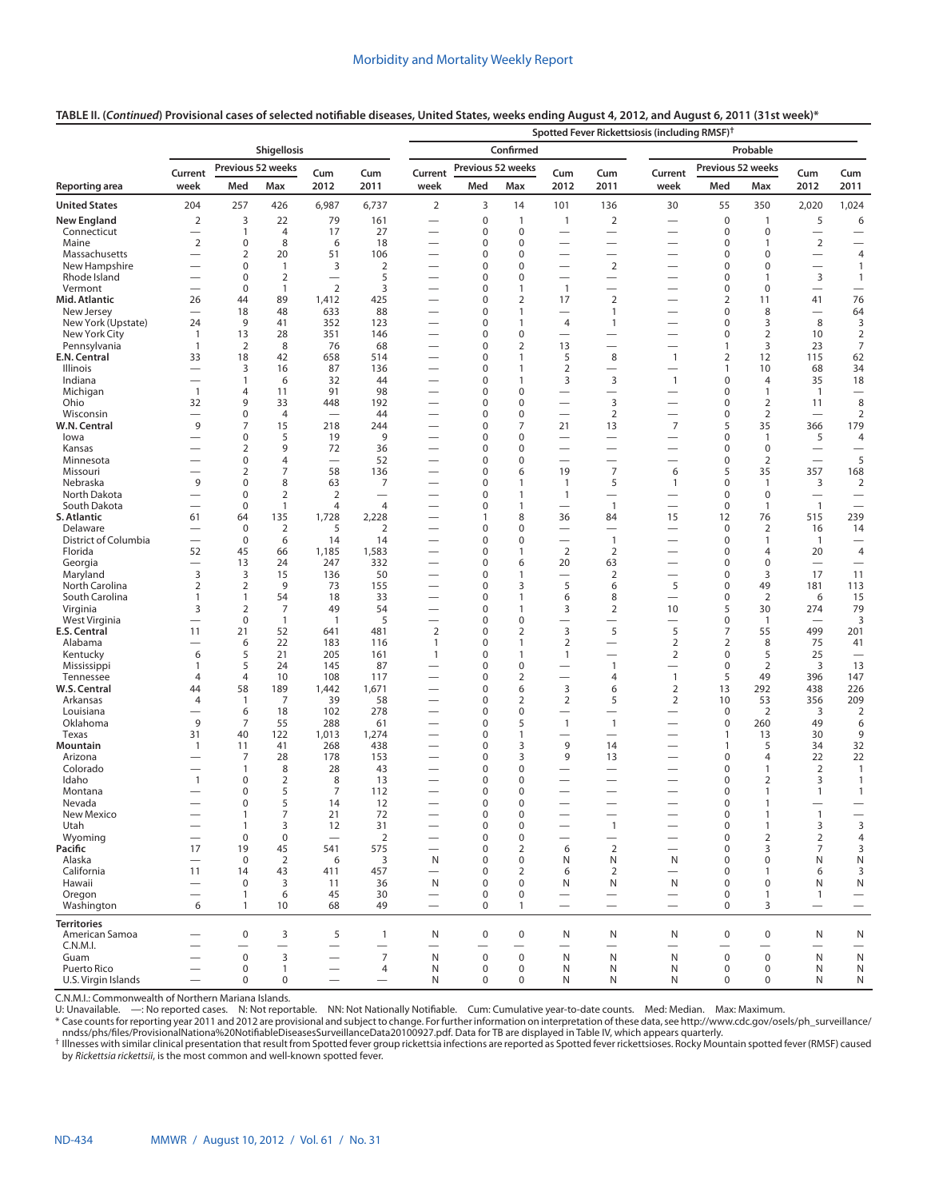**TABLE II. (*Continued*) Provisional cases of selected notifiable diseases, United States, weeks ending August 4, 2012, and August 6, 2011 (31st week)***

| | Shigellosis | | | | | Spotted Fever Rickettsiosis (including RMSF)† | | | | | | | | | |
|---|---|---|---|---|---|---|---|---|---|---|---|---|---|---|---|
| | | | | | | Confirmed | | | | | Probable | | | | |
| Reporting area | Current week | Previous 52 weeks Med | Previous 52 weeks Max | Cum 2012 | Cum 2011 | Current week | Previous 52 weeks Med | Previous 52 weeks Max | Cum 2012 | Cum 2011 | Current week | Previous 52 weeks Med | Previous 52 weeks Max | Cum 2012 | Cum 2011 |
| **United States** | 204 | 257 | 426 | 6,987 | 6,737 | 2 | 3 | 14 | 101 | 136 | 30 | 55 | 350 | 2,020 | 1,024 |
| **New England** | 2 | 3 | 22 | 79 | 161 | — | 0 | 1 | 1 | 2 | — | 0 | 1 | 5 | 6 |
| Connecticut | — | 1 | 4 | 17 | 27 | — | 0 | 0 | — | — | — | 0 | 0 | — | — |
| Maine | 2 | 0 | 8 | 6 | 18 | — | 0 | 0 | — | — | — | 0 | 1 | 2 | — |
| Massachusetts | — | 2 | 20 | 51 | 106 | — | 0 | 0 | — | — | — | 0 | 0 | — | 4 |
| New Hampshire | — | 0 | 1 | 3 | 2 | — | 0 | 0 | — | 2 | — | 0 | 0 | — | 1 |
| Rhode Island | — | 0 | 2 | — | 5 | — | 0 | 0 | — | — | — | 0 | 1 | 3 | 1 |
| Vermont | — | 0 | 1 | 2 | 3 | — | 0 | 1 | 1 | — | — | 0 | 0 | — | — |
| **Mid. Atlantic** | 26 | 44 | 89 | 1,412 | 425 | — | 0 | 2 | 17 | 2 | — | 2 | 11 | 41 | 76 |
| New Jersey | — | 18 | 48 | 633 | 88 | — | 0 | 1 | — | 1 | — | 0 | 8 | — | 64 |
| New York (Upstate) | 24 | 9 | 41 | 352 | 123 | — | 0 | 1 | 4 | 1 | — | 0 | 3 | 8 | 3 |
| New York City | 1 | 13 | 28 | 351 | 146 | — | 0 | 0 | — | — | — | 0 | 2 | 10 | 2 |
| Pennsylvania | 1 | 2 | 8 | 76 | 68 | — | 0 | 2 | 13 | — | — | 1 | 3 | 23 | 7 |
| **E.N. Central** | 33 | 18 | 42 | 658 | 514 | — | 0 | 1 | 5 | 8 | 1 | 2 | 12 | 115 | 62 |
| Illinois | — | 3 | 16 | 87 | 136 | — | 0 | 1 | 2 | — | — | 1 | 10 | 68 | 34 |
| Indiana | — | 1 | 6 | 32 | 44 | — | 0 | 1 | 3 | 3 | 1 | 0 | 4 | 35 | 18 |
| Michigan | 1 | 4 | 11 | 91 | 98 | — | 0 | 0 | — | — | — | 0 | 1 | 1 | — |
| Ohio | 32 | 9 | 33 | 448 | 192 | — | 0 | 0 | — | 3 | — | 0 | 2 | 11 | 8 |
| Wisconsin | — | 0 | 4 | — | 44 | — | 0 | 0 | — | 2 | — | 0 | 2 | — | 2 |
| **W.N. Central** | 9 | 7 | 15 | 218 | 244 | — | 0 | 7 | 21 | 13 | 7 | 5 | 35 | 366 | 179 |
| Iowa | — | 0 | 5 | 19 | 9 | — | 0 | 0 | — | — | — | 0 | 1 | 5 | 4 |
| Kansas | — | 2 | 9 | 72 | 36 | — | 0 | 0 | — | — | — | 0 | 0 | — | — |
| Minnesota | — | 0 | 4 | — | 52 | — | 0 | 0 | — | — | — | 0 | 2 | — | 5 |
| Missouri | — | 2 | 7 | 58 | 136 | — | 0 | 6 | 19 | 7 | 6 | 5 | 35 | 357 | 168 |
| Nebraska | 9 | 0 | 8 | 63 | 7 | — | 0 | 1 | 1 | 5 | 1 | 0 | 1 | 3 | 2 |
| North Dakota | — | 0 | 2 | 2 | — | — | 0 | 1 | 1 | — | — | 0 | 0 | — | — |
| South Dakota | — | 0 | 1 | 4 | 4 | — | 0 | 1 | — | 1 | — | 0 | 1 | 1 | — |
| **S. Atlantic** | 61 | 64 | 135 | 1,728 | 2,228 | — | 1 | 8 | 36 | 84 | 15 | 12 | 76 | 515 | 239 |
| Delaware | — | 0 | 2 | 5 | 2 | — | 0 | 0 | — | — | — | 0 | 2 | 16 | 14 |
| District of Columbia | — | 0 | 6 | 14 | 14 | — | 0 | 0 | — | 1 | — | 0 | 1 | 1 | — |
| Florida | 52 | 45 | 66 | 1,185 | 1,583 | — | 0 | 1 | 2 | 2 | — | 0 | 4 | 20 | 4 |
| Georgia | — | 13 | 24 | 247 | 332 | — | 0 | 6 | 20 | 63 | — | 0 | 0 | — | — |
| Maryland | 3 | 3 | 15 | 136 | 50 | — | 0 | 1 | — | 2 | — | 0 | 3 | 17 | 11 |
| North Carolina | 2 | 2 | 9 | 73 | 155 | — | 0 | 3 | 5 | 6 | 5 | 0 | 49 | 181 | 113 |
| South Carolina | 1 | 1 | 54 | 18 | 33 | — | 0 | 1 | 6 | 8 | — | 0 | 2 | 6 | 15 |
| Virginia | 3 | 2 | 7 | 49 | 54 | — | 0 | 1 | 3 | 2 | 10 | 5 | 30 | 274 | 79 |
| West Virginia | — | 0 | 1 | 1 | 5 | — | 0 | 0 | — | — | — | 0 | 1 | — | 3 |
| **E.S. Central** | 11 | 21 | 52 | 641 | 481 | 2 | 0 | 2 | 3 | 5 | 5 | 7 | 55 | 499 | 201 |
| Alabama | — | 6 | 22 | 183 | 116 | 1 | 0 | 1 | 2 | — | 2 | 2 | 8 | 75 | 41 |
| Kentucky | 6 | 5 | 21 | 205 | 161 | 1 | 0 | 1 | 1 | — | 2 | 0 | 5 | 25 | — |
| Mississippi | 1 | 5 | 24 | 145 | 87 | — | 0 | 0 | — | 1 | — | 0 | 2 | 3 | 13 |
| Tennessee | 4 | 4 | 10 | 108 | 117 | — | 0 | 2 | — | 4 | 1 | 5 | 49 | 396 | 147 |
| **W.S. Central** | 44 | 58 | 189 | 1,442 | 1,671 | — | 0 | 6 | 3 | 6 | 2 | 13 | 292 | 438 | 226 |
| Arkansas | 4 | 1 | 7 | 39 | 58 | — | 0 | 2 | 2 | 5 | 2 | 10 | 53 | 356 | 209 |
| Louisiana | — | 6 | 18 | 102 | 278 | — | 0 | 0 | — | — | — | 0 | 2 | 3 | 2 |
| Oklahoma | 9 | 7 | 55 | 288 | 61 | — | 0 | 5 | 1 | 1 | — | 0 | 260 | 49 | 6 |
| Texas | 31 | 40 | 122 | 1,013 | 1,274 | — | 0 | 1 | — | — | — | 1 | 13 | 30 | 9 |
| **Mountain** | 1 | 11 | 41 | 268 | 438 | — | 0 | 3 | 9 | 14 | — | 1 | 5 | 34 | 32 |
| Arizona | — | 7 | 28 | 178 | 153 | — | 0 | 3 | 9 | 13 | — | 0 | 4 | 22 | 22 |
| Colorado | — | 1 | 8 | 28 | 43 | — | 0 | 0 | — | — | — | 0 | 1 | 2 | 1 |
| Idaho | 1 | 0 | 2 | 8 | 13 | — | 0 | 0 | — | — | — | 0 | 2 | 3 | 1 |
| Montana | — | 0 | 5 | 7 | 112 | — | 0 | 0 | — | — | — | 0 | 1 | 1 | 1 |
| Nevada | — | 0 | 5 | 14 | 12 | — | 0 | 0 | — | — | — | 0 | 1 | — | — |
| New Mexico | — | 1 | 7 | 21 | 72 | — | 0 | 0 | — | — | — | 0 | 1 | 1 | — |
| Utah | — | 1 | 3 | 12 | 31 | — | 0 | 0 | — | 1 | — | 0 | 1 | 3 | 3 |
| Wyoming | — | 0 | 0 | — | 2 | — | 0 | 0 | — | — | — | 0 | 2 | 2 | 4 |
| **Pacific** | 17 | 19 | 45 | 541 | 575 | — | 0 | 2 | 6 | 2 | — | 0 | 3 | 7 | 3 |
| Alaska | — | 0 | 2 | 6 | 3 | N | 0 | 0 | N | N | N | 0 | 0 | N | N |
| California | 11 | 14 | 43 | 411 | 457 | — | 0 | 2 | 6 | 2 | — | 0 | 1 | 6 | 3 |
| Hawaii | — | 0 | 3 | 11 | 36 | N | 0 | 0 | N | N | N | 0 | 0 | N | N |
| Oregon | — | 1 | 6 | 45 | 30 | — | 0 | 0 | — | — | — | 0 | 1 | 1 | — |
| Washington | 6 | 1 | 10 | 68 | 49 | — | 0 | 1 | — | — | — | 0 | 3 | — | — |
| **Territories** | | | | | | | | | | | | | | | |
| American Samoa | — | 0 | 3 | 5 | 1 | N | 0 | 0 | N | N | N | 0 | 0 | N | N |
| C.N.M.I. | — | — | — | — | — | — | — | — | — | — | — | — | — | — | — |
| Guam | — | 0 | 3 | — | 7 | N | 0 | 0 | N | N | N | 0 | 0 | N | N |
| Puerto Rico | — | 0 | 1 | — | 4 | N | 0 | 0 | N | N | N | 0 | 0 | N | N |
| U.S. Virgin Islands | — | 0 | 0 | — | — | N | 0 | 0 | N | N | N | 0 | 0 | N | N |

C.N.M.I.: Commonwealth of Northern Mariana Islands.
U: Unavailable. —: No reported cases. N: Not reportable. NN: Not Nationally Notifiable. Cum: Cumulative year-to-date counts. Med: Median. Max: Maximum.
* Case counts for reporting year 2011 and 2012 are provisional and subject to change. For further information on interpretation of these data, see http://www.cdc.gov/osels/ph_surveillance/nndss/phs/files/ProvisionalNationa%20NotifiableDiseasesSurveillanceData20100927.pdf. Data for TB are displayed in Table IV, which appears quarterly.
† Illnesses with similar clinical presentation that result from Spotted fever group rickettsia infections are reported as Spotted fever rickettsioses. Rocky Mountain spotted fever (RMSF) caused by *Rickettsia rickettsii*, is the most common and well-known spotted fever.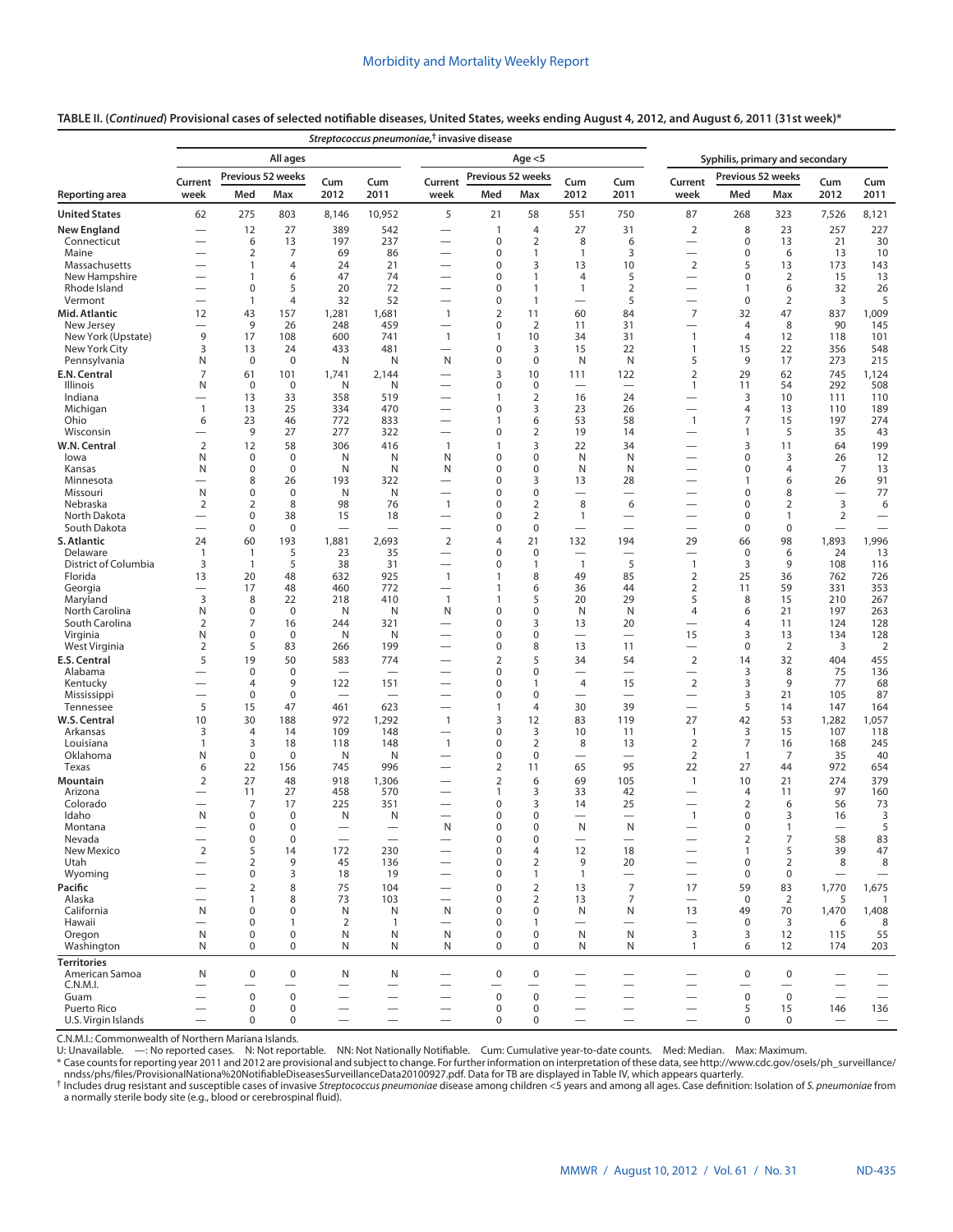**TABLE II. (*Continued*) Provisional cases of selected notifiable diseases, United States, weeks ending August 4, 2012, and August 6, 2011 (31st week)***

| | *Streptococcus pneumoniae*,† invasive disease | | | | | | | | | | Syphilis, primary and secondary | | | | |
|---|---|---|---|---|---|---|---|---|---|---|---|---|---|---|---|
| | All ages | | | | | Age <5 | | | | | | | | | |
| | Current | Previous 52 weeks | | Cum | Cum | Current | Previous 52 weeks | | Cum | Cum | Current | Previous 52 weeks | | Cum | Cum |
| Reporting area | week | Med | Max | 2012 | 2011 | week | Med | Max | 2012 | 2011 | week | Med | Max | 2012 | 2011 |
| **United States** | 62 | 275 | 803 | 8,146 | 10,952 | 5 | 21 | 58 | 551 | 750 | 87 | 268 | 323 | 7,526 | 8,121 |
| **New England** | — | 12 | 27 | 389 | 542 | — | 1 | 4 | 27 | 31 | 2 | 8 | 23 | 257 | 227 |
| Connecticut | — | 6 | 13 | 197 | 237 | — | 0 | 2 | 8 | 6 | — | 0 | 13 | 21 | 30 |
| Maine | — | 2 | 7 | 69 | 86 | — | 0 | 1 | 1 | 3 | — | 0 | 6 | 13 | 10 |
| Massachusetts | — | 1 | 4 | 24 | 21 | — | 0 | 3 | 13 | 10 | 2 | 5 | 13 | 173 | 143 |
| New Hampshire | — | 1 | 6 | 47 | 74 | — | 0 | 1 | 4 | 5 | — | 0 | 2 | 15 | 13 |
| Rhode Island | — | 0 | 5 | 20 | 72 | — | 0 | 1 | 1 | 2 | — | 1 | 6 | 32 | 26 |
| Vermont | — | 1 | 4 | 32 | 52 | — | 0 | 1 | — | 5 | — | 0 | 2 | 3 | 5 |
| **Mid. Atlantic** | 12 | 43 | 157 | 1,281 | 1,681 | 1 | 2 | 11 | 60 | 84 | 7 | 32 | 47 | 837 | 1,009 |
| New Jersey | — | 9 | 26 | 248 | 459 | — | 0 | 2 | 11 | 31 | — | 4 | 8 | 90 | 145 |
| New York (Upstate) | 9 | 17 | 108 | 600 | 741 | 1 | 1 | 10 | 34 | 31 | 1 | 4 | 12 | 118 | 101 |
| New York City | 3 | 13 | 24 | 433 | 481 | — | 0 | 3 | 15 | 22 | 1 | 15 | 22 | 356 | 548 |
| Pennsylvania | N | 0 | 0 | N | N | N | 0 | 0 | N | N | 5 | 9 | 17 | 273 | 215 |
| **E.N. Central** | 7 | 61 | 101 | 1,741 | 2,144 | — | 3 | 10 | 111 | 122 | 2 | 29 | 62 | 745 | 1,124 |
| Illinois | N | 0 | 0 | N | N | — | 0 | 0 | — | — | 1 | 11 | 54 | 292 | 508 |
| Indiana | — | 13 | 33 | 358 | 519 | — | 1 | 2 | 16 | 24 | — | 3 | 10 | 111 | 110 |
| Michigan | 1 | 13 | 25 | 334 | 470 | — | 0 | 3 | 23 | 26 | — | 4 | 13 | 110 | 189 |
| Ohio | 6 | 23 | 46 | 772 | 833 | — | 1 | 6 | 53 | 58 | 1 | 7 | 15 | 197 | 274 |
| Wisconsin | — | 9 | 27 | 277 | 322 | — | 0 | 2 | 19 | 14 | — | 1 | 5 | 35 | 43 |
| **W.N. Central** | 2 | 12 | 58 | 306 | 416 | 1 | 1 | 3 | 22 | 34 | — | 3 | 11 | 64 | 199 |
| Iowa | N | 0 | 0 | N | N | N | 0 | 0 | N | N | — | 0 | 3 | 26 | 12 |
| Kansas | N | 0 | 0 | N | N | N | 0 | 0 | N | N | — | 0 | 4 | 7 | 13 |
| Minnesota | — | 8 | 26 | 193 | 322 | — | 0 | 3 | 13 | 28 | — | 1 | 6 | 26 | 91 |
| Missouri | N | 0 | 0 | N | N | — | 0 | 0 | — | — | — | 0 | 8 | — | 77 |
| Nebraska | 2 | 2 | 8 | 98 | 76 | 1 | 0 | 2 | 8 | 6 | — | 0 | 2 | 3 | 6 |
| North Dakota | — | 0 | 38 | 15 | 18 | — | 0 | 2 | 1 | — | — | 0 | 1 | 2 | — |
| South Dakota | — | 0 | 0 | — | — | — | 0 | 0 | — | — | — | 0 | 0 | — | — |
| **S. Atlantic** | 24 | 60 | 193 | 1,881 | 2,693 | 2 | 4 | 21 | 132 | 194 | 29 | 66 | 98 | 1,893 | 1,996 |
| Delaware | 1 | 1 | 5 | 23 | 35 | — | 0 | 0 | — | — | — | 0 | 6 | 24 | 13 |
| District of Columbia | 3 | 1 | 5 | 38 | 31 | — | 0 | 1 | 1 | 5 | 1 | 3 | 9 | 108 | 116 |
| Florida | 13 | 20 | 48 | 632 | 925 | 1 | 1 | 8 | 49 | 85 | 2 | 25 | 36 | 762 | 726 |
| Georgia | — | 17 | 48 | 460 | 772 | — | 1 | 6 | 36 | 44 | 2 | 11 | 59 | 331 | 353 |
| Maryland | 3 | 8 | 22 | 218 | 410 | 1 | 1 | 5 | 20 | 29 | 5 | 8 | 15 | 210 | 267 |
| North Carolina | N | 0 | 0 | N | N | N | 0 | 0 | N | N | 4 | 6 | 21 | 197 | 263 |
| South Carolina | 2 | 7 | 16 | 244 | 321 | — | 0 | 3 | 13 | 20 | — | 4 | 11 | 124 | 128 |
| Virginia | N | 0 | 0 | N | N | — | 0 | 0 | — | — | 15 | 3 | 13 | 134 | 128 |
| West Virginia | 2 | 5 | 83 | 266 | 199 | — | 0 | 8 | 13 | 11 | — | 0 | 2 | 3 | 2 |
| **E.S. Central** | 5 | 19 | 50 | 583 | 774 | — | 2 | 5 | 34 | 54 | 2 | 14 | 32 | 404 | 455 |
| Alabama | — | 0 | 0 | — | — | — | 0 | 0 | — | — | — | 3 | 8 | 75 | 136 |
| Kentucky | — | 4 | 9 | 122 | 151 | — | 0 | 1 | 4 | 15 | 2 | 3 | 9 | 77 | 68 |
| Mississippi | — | 0 | 0 | — | — | — | 0 | 0 | — | — | — | 3 | 21 | 105 | 87 |
| Tennessee | 5 | 15 | 47 | 461 | 623 | — | 1 | 4 | 30 | 39 | — | 5 | 14 | 147 | 164 |
| **W.S. Central** | 10 | 30 | 188 | 972 | 1,292 | 1 | 3 | 12 | 83 | 119 | 27 | 42 | 53 | 1,282 | 1,057 |
| Arkansas | 3 | 4 | 14 | 109 | 148 | — | 0 | 3 | 10 | 11 | 1 | 3 | 15 | 107 | 118 |
| Louisiana | 1 | 3 | 18 | 118 | 148 | 1 | 0 | 2 | 8 | 13 | 2 | 7 | 16 | 168 | 245 |
| Oklahoma | N | 0 | 0 | N | N | — | 0 | 0 | — | — | 2 | 1 | 7 | 35 | 40 |
| Texas | 6 | 22 | 156 | 745 | 996 | — | 2 | 11 | 65 | 95 | 22 | 27 | 44 | 972 | 654 |
| **Mountain** | 2 | 27 | 48 | 918 | 1,306 | — | 2 | 6 | 69 | 105 | 1 | 10 | 21 | 274 | 379 |
| Arizona | — | 11 | 27 | 458 | 570 | — | 1 | 3 | 33 | 42 | — | 4 | 11 | 97 | 160 |
| Colorado | — | 7 | 17 | 225 | 351 | — | 0 | 3 | 14 | 25 | — | 2 | 6 | 56 | 73 |
| Idaho | N | 0 | 0 | N | N | — | 0 | 0 | — | — | 1 | 0 | 3 | 16 | 3 |
| Montana | — | 0 | 0 | — | — | N | 0 | 0 | N | N | — | 0 | 1 | — | 5 |
| Nevada | — | 0 | 0 | — | — | — | 0 | 0 | — | — | — | 2 | 7 | 58 | 83 |
| New Mexico | 2 | 5 | 14 | 172 | 230 | — | 0 | 4 | 12 | 18 | — | 1 | 5 | 39 | 47 |
| Utah | — | 2 | 9 | 45 | 136 | — | 0 | 2 | 9 | 20 | — | 0 | 2 | 8 | 8 |
| Wyoming | — | 0 | 3 | 18 | 19 | — | 0 | 1 | 1 | — | — | 0 | 0 | — | — |
| **Pacific** | — | 2 | 8 | 75 | 104 | — | 0 | 2 | 13 | 7 | 17 | 59 | 83 | 1,770 | 1,675 |
| Alaska | — | 1 | 8 | 73 | 103 | — | 0 | 2 | 13 | 7 | — | 0 | 2 | 5 | 1 |
| California | N | 0 | 0 | N | N | N | 0 | 0 | N | N | 13 | 49 | 70 | 1,470 | 1,408 |
| Hawaii | — | 0 | 1 | 2 | 1 | — | 0 | 1 | — | — | — | 0 | 3 | 6 | 8 |
| Oregon | N | 0 | 0 | N | N | N | 0 | 0 | N | N | 3 | 3 | 12 | 115 | 55 |
| Washington | N | 0 | 0 | N | N | N | 0 | 0 | N | N | 1 | 6 | 12 | 174 | 203 |
| **Territories** | | | | | | | | | | | | | | | |
| American Samoa | N | 0 | 0 | N | N | — | 0 | 0 | — | — | — | 0 | 0 | — | — |
| C.N.M.I. | — | — | — | — | — | — | — | — | — | — | — | — | — | — | — |
| Guam | — | 0 | 0 | — | — | — | 0 | 0 | — | — | — | 0 | 0 | — | — |
| Puerto Rico | — | 0 | 0 | — | — | — | 0 | 0 | — | — | — | 5 | 15 | 146 | 136 |
| U.S. Virgin Islands | — | 0 | 0 | — | — | — | 0 | 0 | — | — | — | 0 | 0 | — | — |

C.N.M.I.: Commonwealth of Northern Mariana Islands.
U: Unavailable. —: No reported cases. N: Not reportable. NN: Not Nationally Notifiable. Cum: Cumulative year-to-date counts. Med: Median. Max: Maximum.
* Case counts for reporting year 2011 and 2012 are provisional and subject to change. For further information on interpretation of these data, see http://www.cdc.gov/osels/ph_surveillance/nndss/phs/files/ProvisionalNationa%20NotifiableDiseasesSurveillanceData20100927.pdf. Data for TB are displayed in Table IV, which appears quarterly.
† Includes drug resistant and susceptible cases of invasive *Streptococcus pneumoniae* disease among children <5 years and among all ages. Case definition: Isolation of *S. pneumoniae* from a normally sterile body site (e.g., blood or cerebrospinal fluid).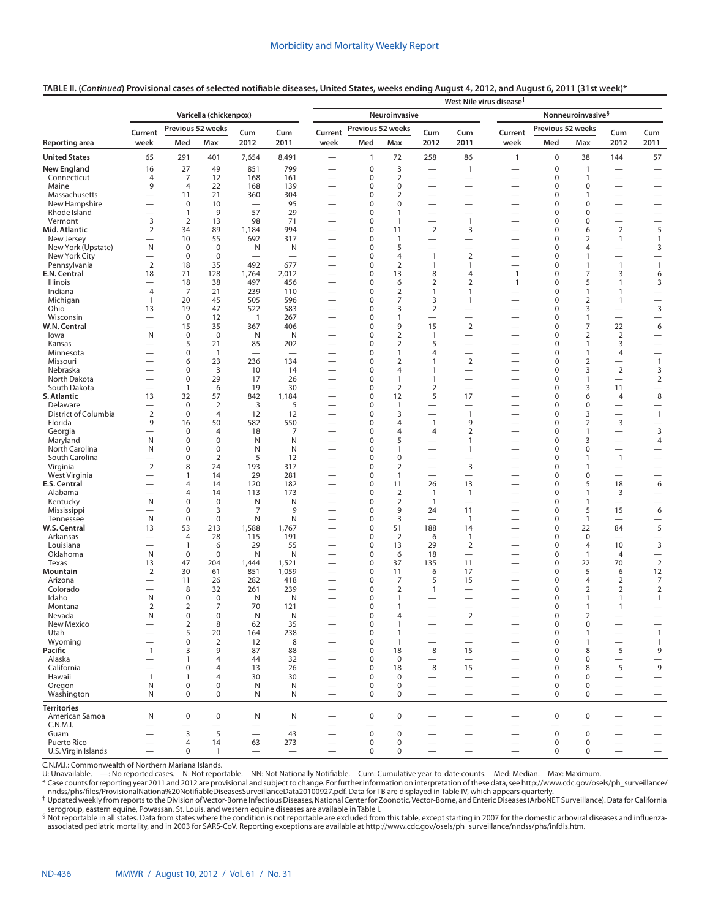**TABLE II. (*Continued*) Provisional cases of selected notifiable diseases, United States, weeks ending August 4, 2012, and August 6, 2011 (31st week)***

| | Varicella (chickenpox) | | | | | West Nile virus disease† | | | | | | | | | |
|---|---|---|---|---|---|---|---|---|---|---|---|---|---|---|---|
| | | | | | | Neuroinvasive | | | | | Nonneuroinvasive§ | | | | |
| | Current | Previous 52 weeks | | Cum | Cum | Current | Previous 52 weeks | | Cum | Cum | Current | Previous 52 weeks | | Cum | Cum |
| Reporting area | week | Med | Max | 2012 | 2011 | week | Med | Max | 2012 | 2011 | week | Med | Max | 2012 | 2011 |
| **United States** | 65 | 291 | 401 | 7,654 | 8,491 | — | 1 | 72 | 258 | 86 | 1 | 0 | 38 | 144 | 57 |
| **New England** | 16 | 27 | 49 | 851 | 799 | — | 0 | 3 | — | 1 | — | 0 | 1 | — | — |
| Connecticut | 4 | 7 | 12 | 168 | 161 | — | 0 | 2 | — | — | — | 0 | 1 | — | — |
| Maine | 9 | 4 | 22 | 168 | 139 | — | 0 | 0 | — | — | — | 0 | 0 | — | — |
| Massachusetts | — | 11 | 21 | 360 | 304 | — | 0 | 2 | — | — | — | 0 | 1 | — | — |
| New Hampshire | — | 0 | 10 | — | 95 | — | 0 | 0 | — | — | — | 0 | 0 | — | — |
| Rhode Island | — | 1 | 9 | 57 | 29 | — | 0 | 1 | — | — | — | 0 | 0 | — | — |
| Vermont | 3 | 2 | 13 | 98 | 71 | — | 0 | 1 | — | 1 | — | 0 | 0 | — | — |
| **Mid. Atlantic** | 2 | 34 | 89 | 1,184 | 994 | — | 0 | 11 | 2 | 3 | — | 0 | 6 | 2 | 5 |
| New Jersey | — | 10 | 55 | 692 | 317 | — | 0 | 1 | — | — | — | 0 | 2 | 1 | 1 |
| New York (Upstate) | N | 0 | 0 | N | N | — | 0 | 5 | — | — | — | 0 | 4 | — | 3 |
| New York City | — | 0 | 0 | — | — | — | 0 | 4 | 1 | 2 | — | 0 | 1 | — | — |
| Pennsylvania | 2 | 18 | 35 | 492 | 677 | — | 0 | 2 | 1 | 1 | — | 0 | 1 | 1 | 1 |
| **E.N. Central** | 18 | 71 | 128 | 1,764 | 2,012 | — | 0 | 13 | 8 | 4 | 1 | 0 | 7 | 3 | 6 |
| Illinois | — | 18 | 38 | 497 | 456 | — | 0 | 6 | 2 | 2 | 1 | 0 | 5 | 1 | 3 |
| Indiana | 4 | 7 | 21 | 239 | 110 | — | 0 | 2 | 1 | 1 | — | 0 | 1 | 1 | — |
| Michigan | 1 | 20 | 45 | 505 | 596 | — | 0 | 7 | 3 | 1 | — | 0 | 2 | 1 | — |
| Ohio | 13 | 19 | 47 | 522 | 583 | — | 0 | 3 | 2 | — | — | 0 | 3 | — | 3 |
| Wisconsin | — | 0 | 12 | 1 | 267 | — | 0 | 1 | — | — | — | 0 | 1 | — | — |
| **W.N. Central** | — | 15 | 35 | 367 | 406 | — | 0 | 9 | 15 | 2 | — | 0 | 7 | 22 | 6 |
| Iowa | N | 0 | 0 | N | N | — | 0 | 2 | 1 | — | — | 0 | 2 | 2 | — |
| Kansas | — | 5 | 21 | 85 | 202 | — | 0 | 2 | 5 | — | — | 0 | 1 | 3 | — |
| Minnesota | — | 0 | 1 | — | — | — | 0 | 1 | 4 | — | — | 0 | 1 | 4 | — |
| Missouri | — | 6 | 23 | 236 | 134 | — | 0 | 2 | 1 | 2 | — | 0 | 2 | — | 1 |
| Nebraska | — | 0 | 3 | 10 | 14 | — | 0 | 4 | 1 | — | — | 0 | 3 | 2 | 3 |
| North Dakota | — | 0 | 29 | 17 | 26 | — | 0 | 1 | 1 | — | — | 0 | 1 | — | 2 |
| South Dakota | — | 1 | 6 | 19 | 30 | — | 0 | 2 | 2 | — | — | 0 | 3 | 11 | — |
| **S. Atlantic** | 13 | 32 | 57 | 842 | 1,184 | — | 0 | 12 | 5 | 17 | — | 0 | 6 | 4 | 8 |
| Delaware | — | 0 | 2 | 3 | 5 | — | 0 | 1 | — | — | — | 0 | 0 | — | — |
| District of Columbia | 2 | 0 | 4 | 12 | 12 | — | 0 | 3 | — | 1 | — | 0 | 3 | — | 1 |
| Florida | 9 | 16 | 50 | 582 | 550 | — | 0 | 4 | 1 | 9 | — | 0 | 2 | 3 | — |
| Georgia | — | 0 | 4 | 18 | 7 | — | 0 | 4 | 4 | 2 | — | 0 | 1 | — | 3 |
| Maryland | N | 0 | 0 | N | N | — | 0 | 5 | — | 1 | — | 0 | 3 | — | 4 |
| North Carolina | N | 0 | 0 | N | N | — | 0 | 1 | — | 1 | — | 0 | 0 | — | — |
| South Carolina | — | 0 | 2 | 5 | 12 | — | 0 | 0 | — | — | — | 0 | 1 | 1 | — |
| Virginia | 2 | 8 | 24 | 193 | 317 | — | 0 | 2 | — | 3 | — | 0 | 1 | — | — |
| West Virginia | — | 1 | 14 | 29 | 281 | — | 0 | 1 | — | — | — | 0 | 0 | — | — |
| **E.S. Central** | — | 4 | 14 | 120 | 182 | — | 0 | 11 | 26 | 13 | — | 0 | 5 | 18 | 6 |
| Alabama | — | 4 | 14 | 113 | 173 | — | 0 | 2 | 1 | 1 | — | 0 | 1 | 3 | — |
| Kentucky | N | 0 | 0 | N | N | — | 0 | 2 | 1 | — | — | 0 | 1 | — | — |
| Mississippi | — | 0 | 3 | 7 | 9 | — | 0 | 9 | 24 | 11 | — | 0 | 5 | 15 | 6 |
| Tennessee | N | 0 | 0 | N | N | — | 0 | 3 | — | 1 | — | 0 | 1 | — | — |
| **W.S. Central** | 13 | 53 | 213 | 1,588 | 1,767 | — | 0 | 51 | 188 | 14 | — | 0 | 22 | 84 | 5 |
| Arkansas | — | 4 | 28 | 115 | 191 | — | 0 | 2 | 6 | 1 | — | 0 | 0 | — | — |
| Louisiana | — | 1 | 6 | 29 | 55 | — | 0 | 13 | 29 | 2 | — | 0 | 4 | 10 | 3 |
| Oklahoma | N | 0 | 0 | N | N | — | 0 | 6 | 18 | — | — | 0 | 1 | 4 | — |
| Texas | 13 | 47 | 204 | 1,444 | 1,521 | — | 0 | 37 | 135 | 11 | — | 0 | 22 | 70 | 2 |
| **Mountain** | 2 | 30 | 61 | 851 | 1,059 | — | 0 | 11 | 6 | 17 | — | 0 | 5 | 6 | 12 |
| Arizona | — | 11 | 26 | 282 | 418 | — | 0 | 7 | 5 | 15 | — | 0 | 4 | 2 | 7 |
| Colorado | — | 8 | 32 | 261 | 239 | — | 0 | 2 | 1 | — | — | 0 | 2 | 2 | 2 |
| Idaho | N | 0 | 0 | N | N | — | 0 | 1 | — | — | — | 0 | 1 | 1 | 1 |
| Montana | 2 | 2 | 7 | 70 | 121 | — | 0 | 1 | — | — | — | 0 | 1 | 1 | — |
| Nevada | N | 0 | 0 | N | N | — | 0 | 4 | — | 2 | — | 0 | 2 | — | — |
| New Mexico | — | 2 | 8 | 62 | 35 | — | 0 | 1 | — | — | — | 0 | 0 | — | — |
| Utah | — | 5 | 20 | 164 | 238 | — | 0 | 1 | — | — | — | 0 | 1 | — | 1 |
| Wyoming | — | 0 | 2 | 12 | 8 | — | 0 | 1 | — | — | — | 0 | 1 | — | 1 |
| **Pacific** | 1 | 3 | 9 | 87 | 88 | — | 0 | 18 | 8 | 15 | — | 0 | 8 | 5 | 9 |
| Alaska | — | 1 | 4 | 44 | 32 | — | 0 | 0 | — | — | — | 0 | 0 | — | — |
| California | — | 0 | 4 | 13 | 26 | — | 0 | 18 | 8 | 15 | — | 0 | 8 | 5 | 9 |
| Hawaii | 1 | 1 | 4 | 30 | 30 | — | 0 | 0 | — | — | — | 0 | 0 | — | — |
| Oregon | N | 0 | 0 | N | N | — | 0 | 0 | — | — | — | 0 | 0 | — | — |
| Washington | N | 0 | 0 | N | N | — | 0 | 0 | — | — | — | 0 | 0 | — | — |
| **Territories** | | | | | | | | | | | | | | | |
| American Samoa | N | 0 | 0 | N | N | — | 0 | 0 | — | — | — | 0 | 0 | — | — |
| C.N.M.I. | — | — | — | — | — | — | — | — | — | — | — | — | — | — | — |
| Guam | — | 3 | 5 | — | 43 | — | 0 | 0 | — | — | — | 0 | 0 | — | — |
| Puerto Rico | — | 4 | 14 | 63 | 273 | — | 0 | 0 | — | — | — | 0 | 0 | — | — |
| U.S. Virgin Islands | — | 0 | 1 | — | — | — | 0 | 0 | — | — | — | 0 | 0 | — | — |

C.N.M.I.: Commonwealth of Northern Mariana Islands.
U: Unavailable. —: No reported cases. N: Not reportable. NN: Not Nationally Notifiable. Cum: Cumulative year-to-date counts. Med: Median. Max: Maximum.
* Case counts for reporting year 2011 and 2012 are provisional and subject to change. For further information on interpretation of these data, see http://www.cdc.gov/osels/ph_surveillance/nndss/phs/files/ProvisionalNationa%20NotifiableDiseasesSurveillanceData20100927.pdf. Data for TB are displayed in Table IV, which appears quarterly.
† Updated weekly from reports to the Division of Vector-Borne Infectious Diseases, National Center for Zoonotic, Vector-Borne, and Enteric Diseases (ArboNET Surveillance). Data for California serogroup, eastern equine, Powassan, St. Louis, and western equine diseases are available in Table I.
§ Not reportable in all states. Data from states where the condition is not reportable are excluded from this table, except starting in 2007 for the domestic arboviral diseases and influenza-associated pediatric mortality, and in 2003 for SARS-CoV. Reporting exceptions are available at http://www.cdc.gov/osels/ph_surveillance/nndss/phs/infdis.htm.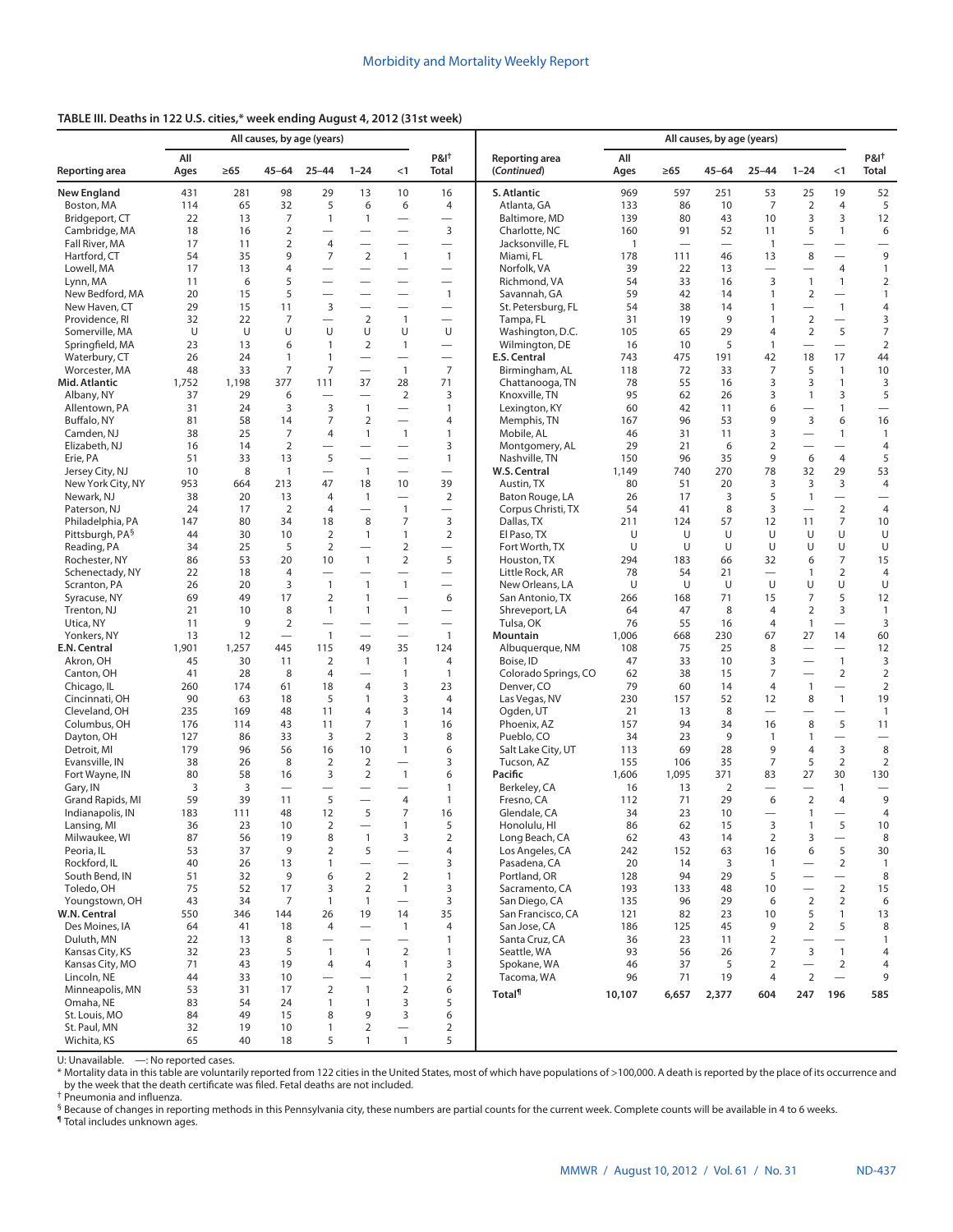**TABLE III. Deaths in 122 U.S. cities,* week ending August 4, 2012 (31st week)**

| Reporting area | All causes, by age (years) | | | | | | P&I† |
|---|---|---|---|---|---|---|---|
| | All Ages | ≥65 | 45–64 | 25–44 | 1–24 | <1 | Total |
| **New England** | 431 | 281 | 98 | 29 | 13 | 10 | 16 |
| Boston, MA | 114 | 65 | 32 | 5 | 6 | 6 | 4 |
| Bridgeport, CT | 22 | 13 | 7 | 1 | 1 | — | — |
| Cambridge, MA | 18 | 16 | 2 | — | — | — | 3 |
| Fall River, MA | 17 | 11 | 2 | 4 | — | — | — |
| Hartford, CT | 54 | 35 | 9 | 7 | 2 | 1 | 1 |
| Lowell, MA | 17 | 13 | 4 | — | — | — | — |
| Lynn, MA | 11 | 6 | 5 | — | — | — | — |
| New Bedford, MA | 20 | 15 | 5 | — | — | — | 1 |
| New Haven, CT | 29 | 15 | 11 | 3 | — | — | — |
| Providence, RI | 32 | 22 | 7 | — | 2 | 1 | — |
| Somerville, MA | U | U | U | U | U | U | U |
| Springfield, MA | 23 | 13 | 6 | 1 | 2 | 1 | — |
| Waterbury, CT | 26 | 24 | 1 | 1 | — | — | — |
| Worcester, MA | 48 | 33 | 7 | 7 | — | 1 | 7 |
| **Mid. Atlantic** | 1,752 | 1,198 | 377 | 111 | 37 | 28 | 71 |
| Albany, NY | 37 | 29 | 6 | — | — | 2 | 3 |
| Allentown, PA | 31 | 24 | 3 | 3 | 1 | — | 1 |
| Buffalo, NY | 81 | 58 | 14 | 7 | 2 | — | 4 |
| Camden, NJ | 38 | 25 | 7 | 4 | 1 | 1 | 1 |
| Elizabeth, NJ | 16 | 14 | 2 | — | — | — | 3 |
| Erie, PA | 51 | 33 | 13 | 5 | — | — | 1 |
| Jersey City, NJ | 10 | 8 | 1 | — | 1 | — | — |
| New York City, NY | 953 | 664 | 213 | 47 | 18 | 10 | 39 |
| Newark, NJ | 38 | 20 | 13 | 4 | 1 | — | 2 |
| Paterson, NJ | 24 | 17 | 2 | 4 | — | 1 | — |
| Philadelphia, PA | 147 | 80 | 34 | 18 | 8 | 7 | 3 |
| Pittsburgh, PA§ | 44 | 30 | 10 | 2 | 1 | 1 | 2 |
| Reading, PA | 34 | 25 | 5 | 2 | — | 2 | — |
| Rochester, NY | 86 | 53 | 20 | 10 | 1 | 2 | 5 |
| Schenectady, NY | 22 | 18 | 4 | — | — | — | — |
| Scranton, PA | 26 | 20 | 3 | 1 | 1 | 1 | — |
| Syracuse, NY | 69 | 49 | 17 | 2 | 1 | — | 6 |
| Trenton, NJ | 21 | 10 | 8 | 1 | 1 | 1 | — |
| Utica, NY | 11 | 9 | 2 | — | — | — | — |
| Yonkers, NY | 13 | 12 | — | 1 | — | — | 1 |
| **E.N. Central** | 1,901 | 1,257 | 445 | 115 | 49 | 35 | 124 |
| Akron, OH | 45 | 30 | 11 | 2 | 1 | 1 | 4 |
| Canton, OH | 41 | 28 | 8 | 4 | — | 1 | 1 |
| Chicago, IL | 260 | 174 | 61 | 18 | 4 | 3 | 23 |
| Cincinnati, OH | 90 | 63 | 18 | 5 | 1 | 3 | 4 |
| Cleveland, OH | 235 | 169 | 48 | 11 | 4 | 3 | 14 |
| Columbus, OH | 176 | 114 | 43 | 11 | 7 | 1 | 16 |
| Dayton, OH | 127 | 86 | 33 | 3 | 2 | 3 | 8 |
| Detroit, MI | 179 | 96 | 56 | 16 | 10 | 1 | 6 |
| Evansville, IN | 38 | 26 | 8 | 2 | 2 | — | 3 |
| Fort Wayne, IN | 80 | 58 | 16 | 3 | 2 | 1 | 6 |
| Gary, IN | 3 | 3 | — | — | — | — | 1 |
| Grand Rapids, MI | 59 | 39 | 11 | 5 | — | 4 | 1 |
| Indianapolis, IN | 183 | 111 | 48 | 12 | 5 | 7 | 16 |
| Lansing, MI | 36 | 23 | 10 | 2 | — | 1 | 5 |
| Milwaukee, WI | 87 | 56 | 19 | 8 | 1 | 3 | 2 |
| Peoria, IL | 53 | 37 | 9 | 2 | 5 | — | 4 |
| Rockford, IL | 40 | 26 | 13 | 1 | — | — | 3 |
| South Bend, IN | 51 | 32 | 9 | 6 | 2 | 2 | 1 |
| Toledo, OH | 75 | 52 | 17 | 3 | 2 | 1 | 3 |
| Youngstown, OH | 43 | 34 | 7 | 1 | 1 | — | 3 |
| **W.N. Central** | 550 | 346 | 144 | 26 | 19 | 14 | 35 |
| Des Moines, IA | 64 | 41 | 18 | 4 | — | 1 | 4 |
| Duluth, MN | 22 | 13 | 8 | — | — | — | 1 |
| Kansas City, KS | 32 | 23 | 5 | 1 | 1 | 2 | 1 |
| Kansas City, MO | 71 | 43 | 19 | 4 | 4 | 1 | 3 |
| Lincoln, NE | 44 | 33 | 10 | — | — | 1 | 2 |
| Minneapolis, MN | 53 | 31 | 17 | 2 | 1 | 2 | 6 |
| Omaha, NE | 83 | 54 | 24 | 1 | 1 | 3 | 5 |
| St. Louis, MO | 84 | 49 | 15 | 8 | 9 | 3 | 6 |
| St. Paul, MN | 32 | 19 | 10 | 1 | 2 | — | 2 |
| Wichita, KS | 65 | 40 | 18 | 5 | 1 | 1 | 5 |
| **S. Atlantic** | 969 | 597 | 251 | 53 | 25 | 19 | 52 |
| Atlanta, GA | 133 | 86 | 10 | 7 | 2 | 4 | 5 |
| Baltimore, MD | 139 | 80 | 43 | 10 | 3 | 3 | 12 |
| Charlotte, NC | 160 | 91 | 52 | 11 | 5 | 1 | 6 |
| Jacksonville, FL | 1 | — | — | 1 | — | — | — |
| Miami, FL | 178 | 111 | 46 | 13 | 8 | — | 9 |
| Norfolk, VA | 39 | 22 | 13 | — | — | 4 | 1 |
| Richmond, VA | 54 | 33 | 16 | 3 | 1 | 1 | 2 |
| Savannah, GA | 59 | 42 | 14 | 1 | 2 | — | 1 |
| St. Petersburg, FL | 54 | 38 | 14 | 1 | — | 1 | 4 |
| Tampa, FL | 31 | 19 | 9 | 1 | 2 | — | 3 |
| Washington, D.C. | 105 | 65 | 29 | 4 | 2 | 5 | 7 |
| Wilmington, DE | 16 | 10 | 5 | 1 | — | — | 2 |
| **E.S. Central** | 743 | 475 | 191 | 42 | 18 | 17 | 44 |
| Birmingham, AL | 118 | 72 | 33 | 7 | 5 | 1 | 10 |
| Chattanooga, TN | 78 | 55 | 16 | 3 | 3 | 1 | 3 |
| Knoxville, TN | 95 | 62 | 26 | 3 | 1 | 3 | 5 |
| Lexington, KY | 60 | 42 | 11 | 6 | — | 1 | — |
| Memphis, TN | 167 | 96 | 53 | 9 | 3 | 6 | 16 |
| Mobile, AL | 46 | 31 | 11 | 3 | — | 1 | 1 |
| Montgomery, AL | 29 | 21 | 6 | 2 | — | — | 4 |
| Nashville, TN | 150 | 96 | 35 | 9 | 6 | 4 | 5 |
| **W.S. Central** | 1,149 | 740 | 270 | 78 | 32 | 29 | 53 |
| Austin, TX | 80 | 51 | 20 | 3 | 3 | 3 | 4 |
| Baton Rouge, LA | 26 | 17 | 3 | 5 | 1 | — | — |
| Corpus Christi, TX | 54 | 41 | 8 | 3 | — | 2 | 4 |
| Dallas, TX | 211 | 124 | 57 | 12 | 11 | 7 | 10 |
| El Paso, TX | U | U | U | U | U | U | U |
| Fort Worth, TX | U | U | U | U | U | U | U |
| Houston, TX | 294 | 183 | 66 | 32 | 6 | 7 | 15 |
| Little Rock, AR | 78 | 54 | 21 | — | 1 | 2 | 4 |
| New Orleans, LA | U | U | U | U | U | U | U |
| San Antonio, TX | 266 | 168 | 71 | 15 | 7 | 5 | 12 |
| Shreveport, LA | 64 | 47 | 8 | 4 | 2 | 3 | 1 |
| Tulsa, OK | 76 | 55 | 16 | 4 | 1 | — | 3 |
| **Mountain** | 1,006 | 668 | 230 | 67 | 27 | 14 | 60 |
| Albuquerque, NM | 108 | 75 | 25 | 8 | — | — | 12 |
| Boise, ID | 47 | 33 | 10 | 3 | — | 1 | 3 |
| Colorado Springs, CO | 62 | 38 | 15 | 7 | — | 2 | 2 |
| Denver, CO | 79 | 60 | 14 | 4 | 1 | — | 2 |
| Las Vegas, NV | 230 | 157 | 52 | 12 | 8 | 1 | 19 |
| Ogden, UT | 21 | 13 | 8 | — | — | — | 1 |
| Phoenix, AZ | 157 | 94 | 34 | 16 | 8 | 5 | 11 |
| Pueblo, CO | 34 | 23 | 9 | 1 | 1 | — | — |
| Salt Lake City, UT | 113 | 69 | 28 | 9 | 4 | 3 | 8 |
| Tucson, AZ | 155 | 106 | 35 | 7 | 5 | 2 | 2 |
| **Pacific** | 1,606 | 1,095 | 371 | 83 | 27 | 30 | 130 |
| Berkeley, CA | 16 | 13 | 2 | — | — | 1 | — |
| Fresno, CA | 112 | 71 | 29 | 6 | 2 | 4 | 9 |
| Glendale, CA | 34 | 23 | 10 | — | 1 | — | 4 |
| Honolulu, HI | 86 | 62 | 15 | 3 | 1 | 5 | 10 |
| Long Beach, CA | 62 | 43 | 14 | 2 | 3 | — | 8 |
| Los Angeles, CA | 242 | 152 | 63 | 16 | 6 | 5 | 30 |
| Pasadena, CA | 20 | 14 | 3 | 1 | — | 2 | 1 |
| Portland, OR | 128 | 94 | 29 | 5 | — | — | 8 |
| Sacramento, CA | 193 | 133 | 48 | 10 | — | 2 | 15 |
| San Diego, CA | 135 | 96 | 29 | 6 | 2 | 2 | 6 |
| San Francisco, CA | 121 | 82 | 23 | 10 | 5 | 1 | 13 |
| San Jose, CA | 186 | 125 | 45 | 9 | 2 | 5 | 8 |
| Santa Cruz, CA | 36 | 23 | 11 | 2 | — | — | 1 |
| Seattle, WA | 93 | 56 | 26 | 7 | 3 | 1 | 4 |
| Spokane, WA | 46 | 37 | 5 | 2 | — | 2 | 4 |
| Tacoma, WA | 96 | 71 | 19 | 4 | 2 | — | 9 |
| **Total¶** | **10,107** | **6,657** | **2,377** | **604** | **247** | **196** | **585** |

U: Unavailable. —: No reported cases.

\* Mortality data in this table are voluntarily reported from 122 cities in the United States, most of which have populations of >100,000. A death is reported by the place of its occurrence and by the week that the death certificate was filed. Fetal deaths are not included.

† Pneumonia and influenza.

§ Because of changes in reporting methods in this Pennsylvania city, these numbers are partial counts for the current week. Complete counts will be available in 4 to 6 weeks.

¶ Total includes unknown ages.